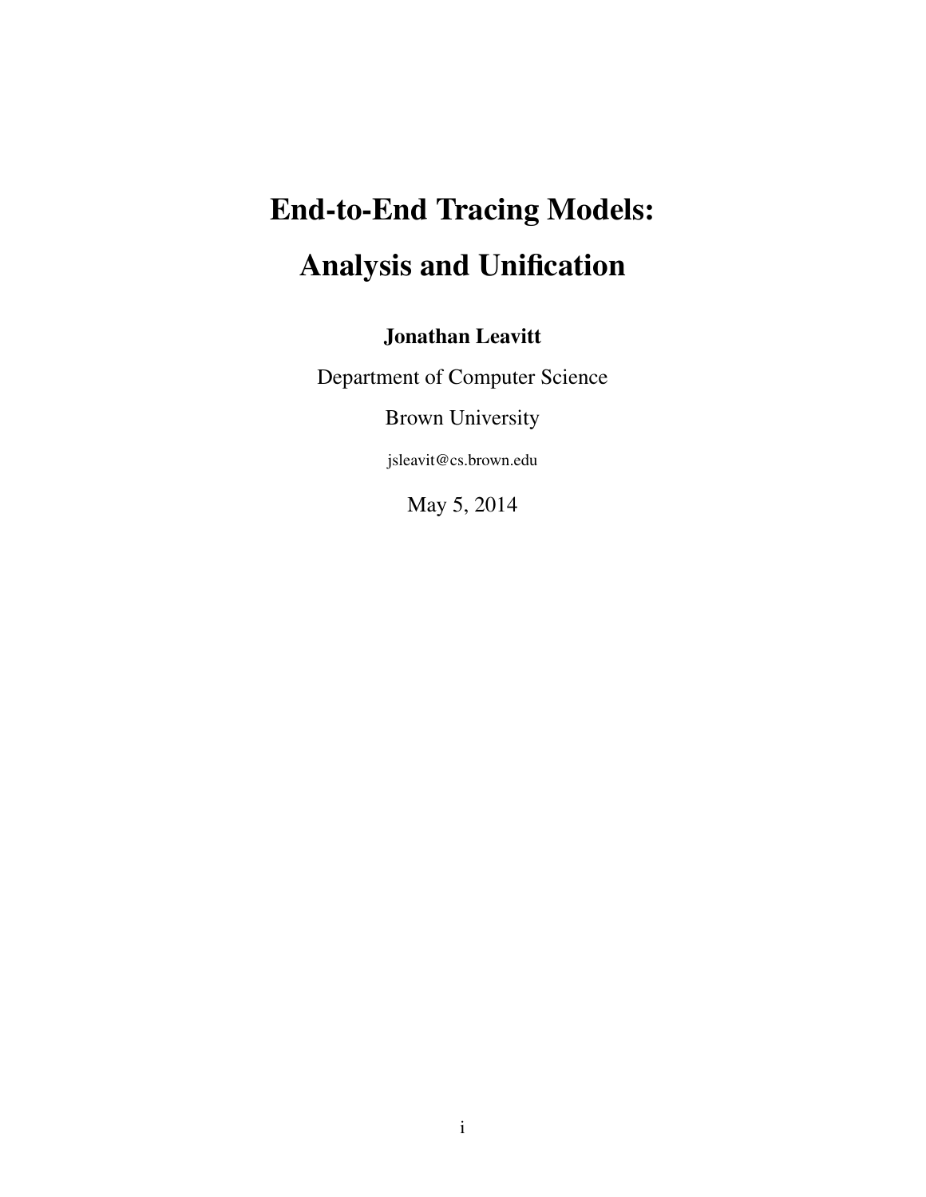# End-to-End Tracing Models:
# Analysis and Unification

**Jonathan Leavitt**

Department of Computer Science

Brown University

jsleavit@cs.brown.edu

May 5, 2014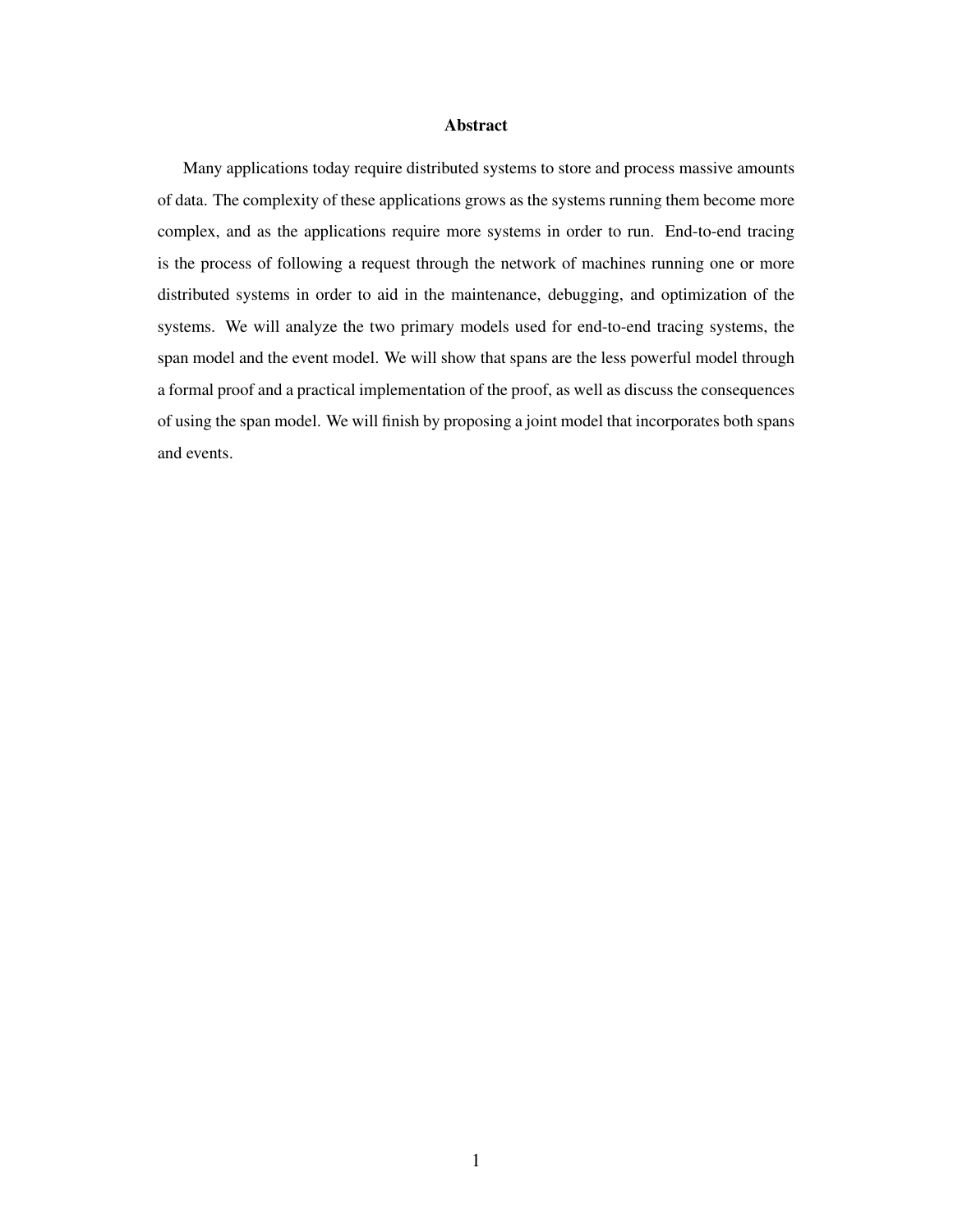## Abstract

Many applications today require distributed systems to store and process massive amounts of data. The complexity of these applications grows as the systems running them become more complex, and as the applications require more systems in order to run. End-to-end tracing is the process of following a request through the network of machines running one or more distributed systems in order to aid in the maintenance, debugging, and optimization of the systems. We will analyze the two primary models used for end-to-end tracing systems, the span model and the event model. We will show that spans are the less powerful model through a formal proof and a practical implementation of the proof, as well as discuss the consequences of using the span model. We will finish by proposing a joint model that incorporates both spans and events.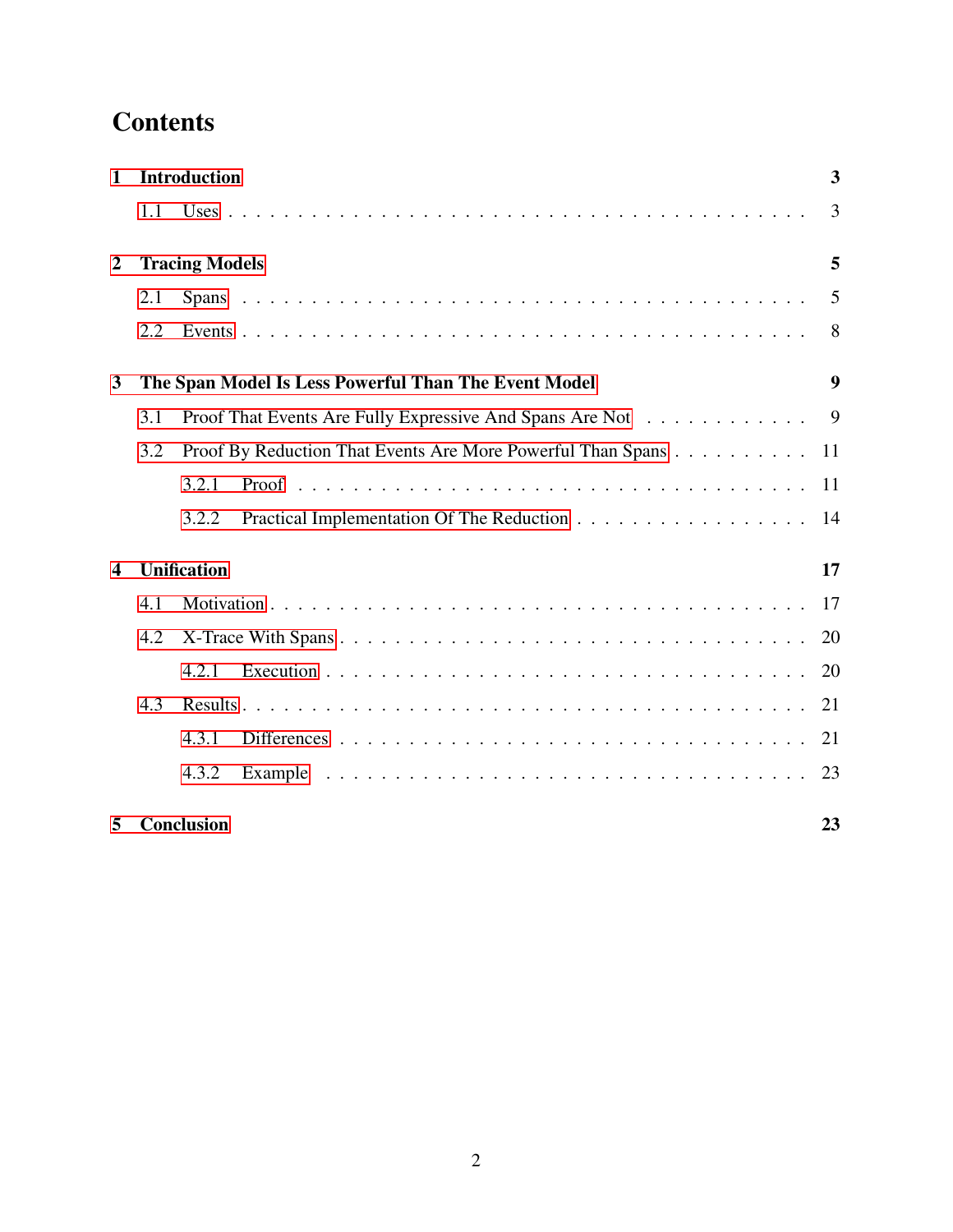# Contents

**1 Introduction** **3**

- 1.1 Uses . . . 3

**2 Tracing Models** **5**

- 2.1 Spans . . . 5
- 2.2 Events . . . 8

**3 The Span Model Is Less Powerful Than The Event Model** **9**

- 3.1 Proof That Events Are Fully Expressive And Spans Are Not . . . 9
- 3.2 Proof By Reduction That Events Are More Powerful Than Spans . . . 11
  - 3.2.1 Proof . . . 11
  - 3.2.2 Practical Implementation Of The Reduction . . . 14

**4 Unification** **17**

- 4.1 Motivation . . . 17
- 4.2 X-Trace With Spans . . . 20
  - 4.2.1 Execution . . . 20
- 4.3 Results . . . 21
  - 4.3.1 Differences . . . 21
  - 4.3.2 Example . . . 23

**5 Conclusion** **23**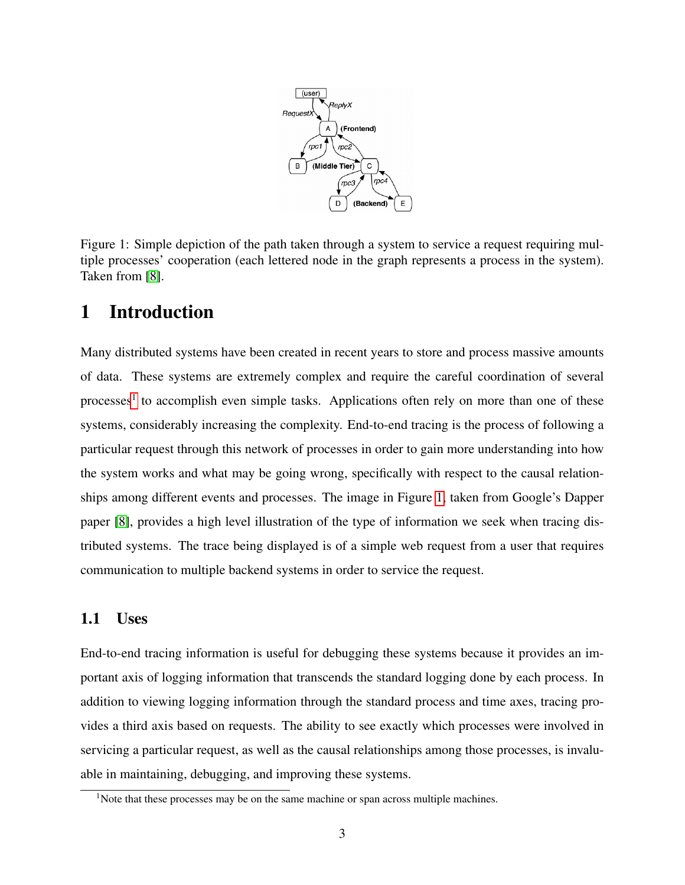Figure 1: Simple depiction of the path taken through a system to service a request requiring multiple processes' cooperation (each lettered node in the graph represents a process in the system). Taken from [8].

# 1 Introduction

Many distributed systems have been created in recent years to store and process massive amounts of data. These systems are extremely complex and require the careful coordination of several processes[1] to accomplish even simple tasks. Applications often rely on more than one of these systems, considerably increasing the complexity. End-to-end tracing is the process of following a particular request through this network of processes in order to gain more understanding into how the system works and what may be going wrong, specifically with respect to the causal relationships among different events and processes. The image in Figure 1, taken from Google's Dapper paper [8], provides a high level illustration of the type of information we seek when tracing distributed systems. The trace being displayed is of a simple web request from a user that requires communication to multiple backend systems in order to service the request.

## 1.1 Uses

End-to-end tracing information is useful for debugging these systems because it provides an important axis of logging information that transcends the standard logging done by each process. In addition to viewing logging information through the standard process and time axes, tracing provides a third axis based on requests. The ability to see exactly which processes were involved in servicing a particular request, as well as the causal relationships among those processes, is invaluable in maintaining, debugging, and improving these systems.

[1] Note that these processes may be on the same machine or span across multiple machines.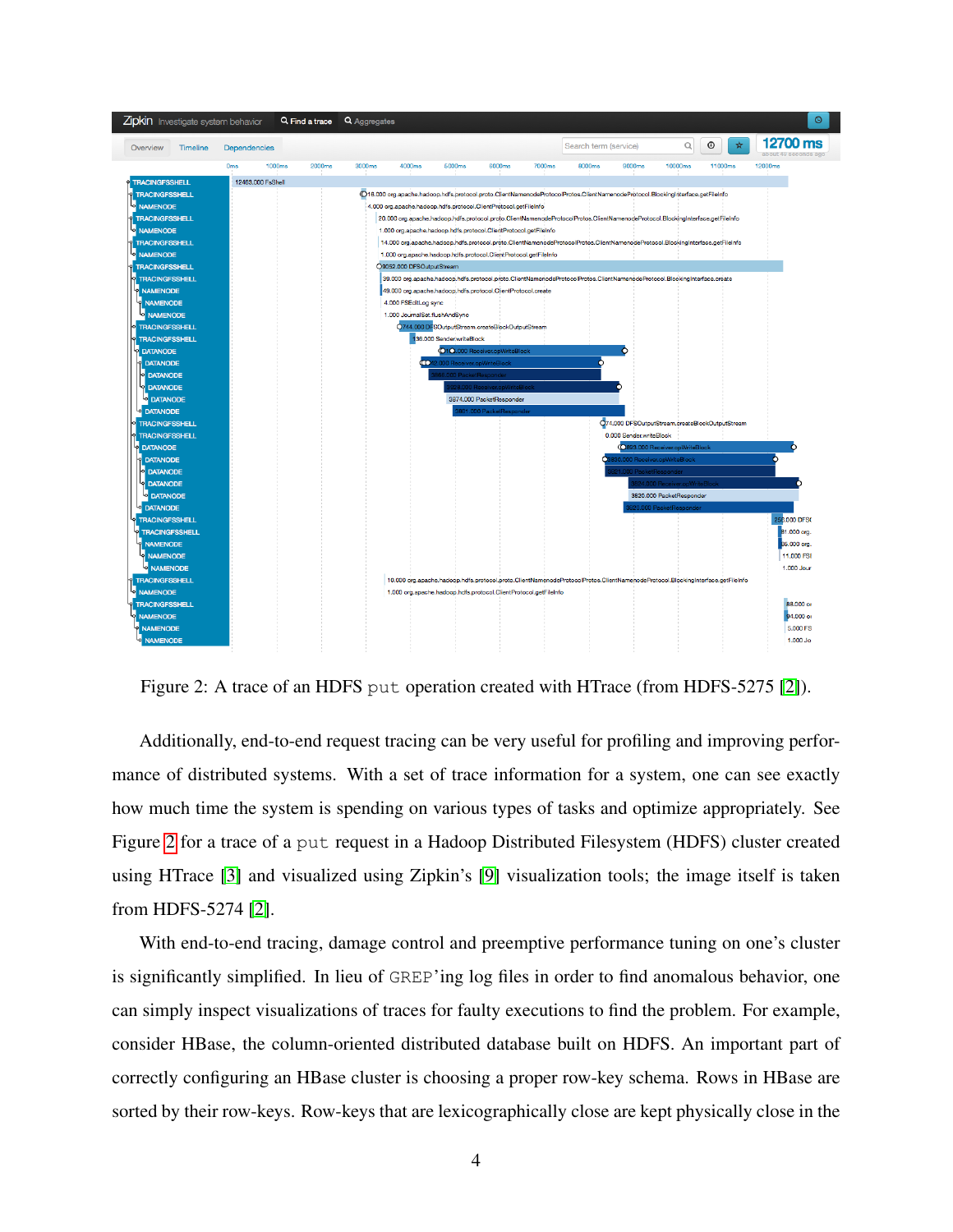Figure 2: A trace of an HDFS `put` operation created with HTrace (from HDFS-5275 [2]).

Additionally, end-to-end request tracing can be very useful for profiling and improving performance of distributed systems. With a set of trace information for a system, one can see exactly how much time the system is spending on various types of tasks and optimize appropriately. See Figure 2 for a trace of a `put` request in a Hadoop Distributed Filesystem (HDFS) cluster created using HTrace [3] and visualized using Zipkin's [9] visualization tools; the image itself is taken from HDFS-5274 [2].

With end-to-end tracing, damage control and preemptive performance tuning on one's cluster is significantly simplified. In lieu of `GREP`'ing log files in order to find anomalous behavior, one can simply inspect visualizations of traces for faulty executions to find the problem. For example, consider HBase, the column-oriented distributed database built on HDFS. An important part of correctly configuring an HBase cluster is choosing a proper row-key schema. Rows in HBase are sorted by their row-keys. Row-keys that are lexicographically close are kept physically close in the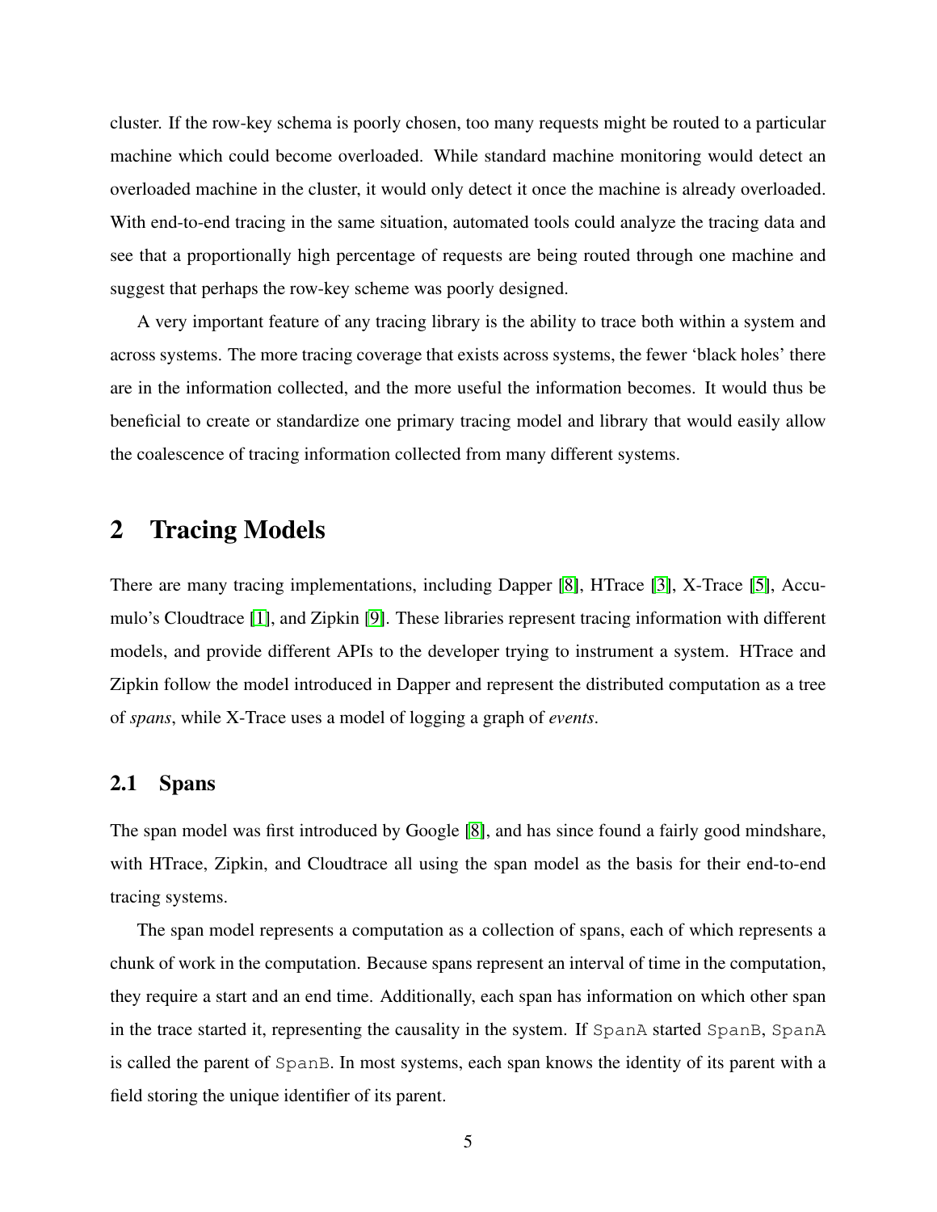cluster. If the row-key schema is poorly chosen, too many requests might be routed to a particular machine which could become overloaded. While standard machine monitoring would detect an overloaded machine in the cluster, it would only detect it once the machine is already overloaded. With end-to-end tracing in the same situation, automated tools could analyze the tracing data and see that a proportionally high percentage of requests are being routed through one machine and suggest that perhaps the row-key scheme was poorly designed.

A very important feature of any tracing library is the ability to trace both within a system and across systems. The more tracing coverage that exists across systems, the fewer 'black holes' there are in the information collected, and the more useful the information becomes. It would thus be beneficial to create or standardize one primary tracing model and library that would easily allow the coalescence of tracing information collected from many different systems.

# 2 Tracing Models

There are many tracing implementations, including Dapper [8], HTrace [3], X-Trace [5], Accumulo's Cloudtrace [1], and Zipkin [9]. These libraries represent tracing information with different models, and provide different APIs to the developer trying to instrument a system. HTrace and Zipkin follow the model introduced in Dapper and represent the distributed computation as a tree of *spans*, while X-Trace uses a model of logging a graph of *events*.

## 2.1 Spans

The span model was first introduced by Google [8], and has since found a fairly good mindshare, with HTrace, Zipkin, and Cloudtrace all using the span model as the basis for their end-to-end tracing systems.

The span model represents a computation as a collection of spans, each of which represents a chunk of work in the computation. Because spans represent an interval of time in the computation, they require a start and an end time. Additionally, each span has information on which other span in the trace started it, representing the causality in the system. If `SpanA` started `SpanB`, `SpanA` is called the parent of `SpanB`. In most systems, each span knows the identity of its parent with a field storing the unique identifier of its parent.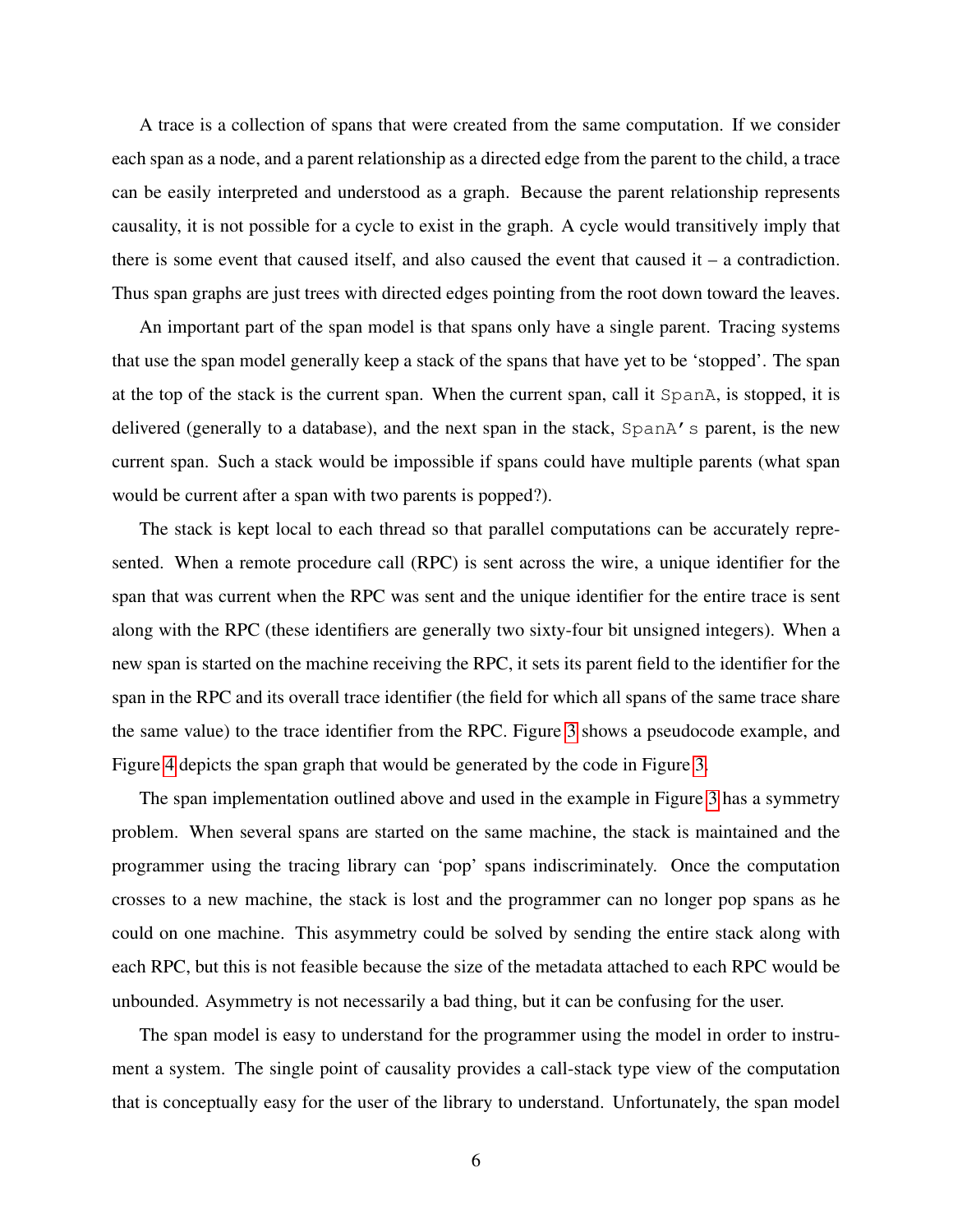A trace is a collection of spans that were created from the same computation. If we consider each span as a node, and a parent relationship as a directed edge from the parent to the child, a trace can be easily interpreted and understood as a graph. Because the parent relationship represents causality, it is not possible for a cycle to exist in the graph. A cycle would transitively imply that there is some event that caused itself, and also caused the event that caused it – a contradiction. Thus span graphs are just trees with directed edges pointing from the root down toward the leaves.

An important part of the span model is that spans only have a single parent. Tracing systems that use the span model generally keep a stack of the spans that have yet to be 'stopped'. The span at the top of the stack is the current span. When the current span, call it `SpanA`, is stopped, it is delivered (generally to a database), and the next span in the stack, `SpanA's` parent, is the new current span. Such a stack would be impossible if spans could have multiple parents (what span would be current after a span with two parents is popped?).

The stack is kept local to each thread so that parallel computations can be accurately represented. When a remote procedure call (RPC) is sent across the wire, a unique identifier for the span that was current when the RPC was sent and the unique identifier for the entire trace is sent along with the RPC (these identifiers are generally two sixty-four bit unsigned integers). When a new span is started on the machine receiving the RPC, it sets its parent field to the identifier for the span in the RPC and its overall trace identifier (the field for which all spans of the same trace share the same value) to the trace identifier from the RPC. Figure 3 shows a pseudocode example, and Figure 4 depicts the span graph that would be generated by the code in Figure 3.

The span implementation outlined above and used in the example in Figure 3 has a symmetry problem. When several spans are started on the same machine, the stack is maintained and the programmer using the tracing library can 'pop' spans indiscriminately. Once the computation crosses to a new machine, the stack is lost and the programmer can no longer pop spans as he could on one machine. This asymmetry could be solved by sending the entire stack along with each RPC, but this is not feasible because the size of the metadata attached to each RPC would be unbounded. Asymmetry is not necessarily a bad thing, but it can be confusing for the user.

The span model is easy to understand for the programmer using the model in order to instrument a system. The single point of causality provides a call-stack type view of the computation that is conceptually easy for the user of the library to understand. Unfortunately, the span model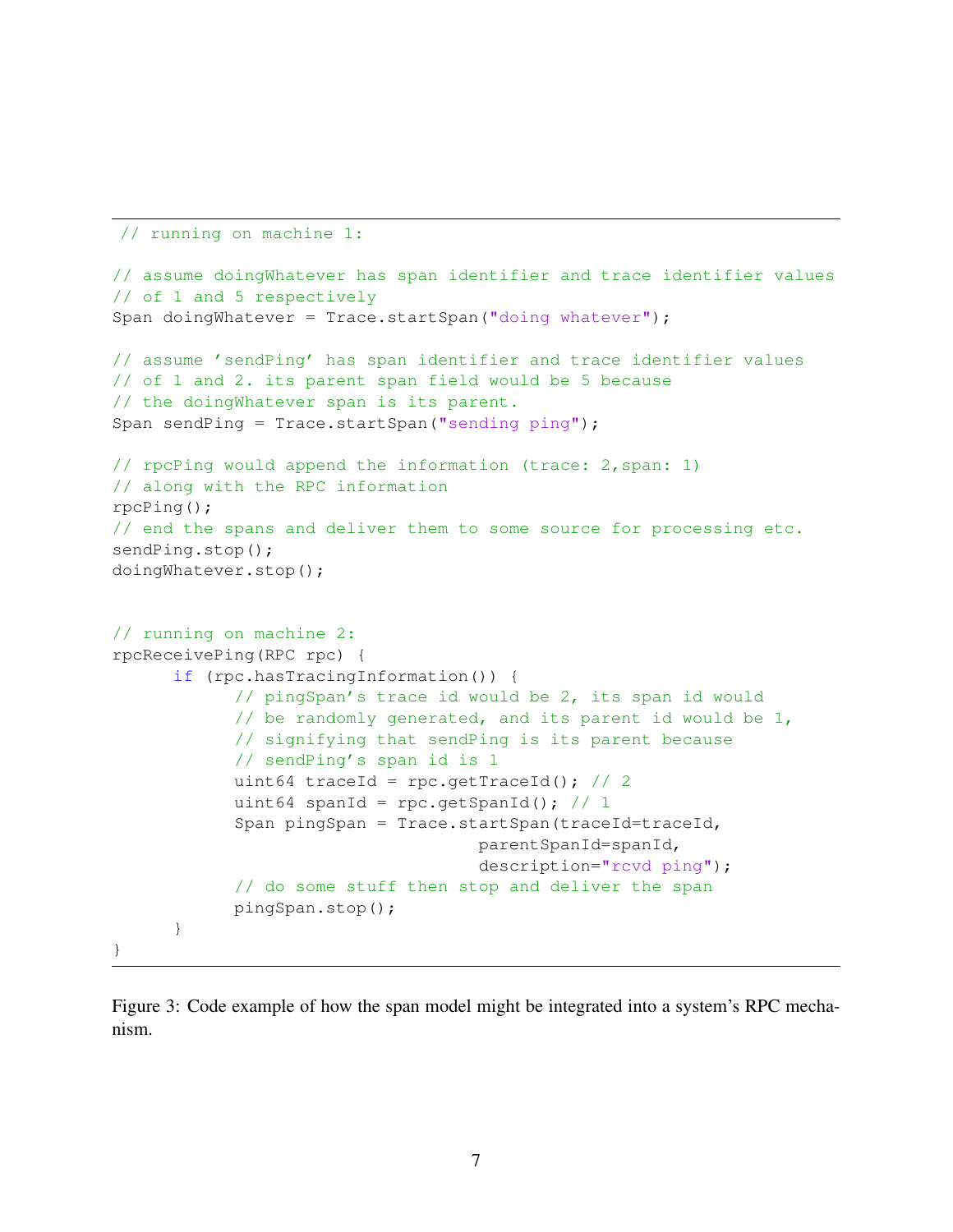```
 // running on machine 1:

// assume doingWhatever has span identifier and trace identifier values
// of 1 and 5 respectively
Span doingWhatever = Trace.startSpan("doing whatever");

// assume 'sendPing' has span identifier and trace identifier values
// of 1 and 2. its parent span field would be 5 because
// the doingWhatever span is its parent.
Span sendPing = Trace.startSpan("sending ping");

// rpcPing would append the information (trace: 2,span: 1)
// along with the RPC information
rpcPing();
// end the spans and deliver them to some source for processing etc.
sendPing.stop();
doingWhatever.stop();


// running on machine 2:
rpcReceivePing(RPC rpc) {
      if (rpc.hasTracingInformation()) {
            // pingSpan's trace id would be 2, its span id would
            // be randomly generated, and its parent id would be 1,
            // signifying that sendPing is its parent because
            // sendPing's span id is 1
            uint64 traceId = rpc.getTraceId(); // 2
            uint64 spanId = rpc.getSpanId(); // 1
            Span pingSpan = Trace.startSpan(traceId=traceId,
                                    parentSpanId=spanId,
                                    description="rcvd ping");
            // do some stuff then stop and deliver the span
            pingSpan.stop();
      }
}
```

Figure 3: Code example of how the span model might be integrated into a system's RPC mechanism.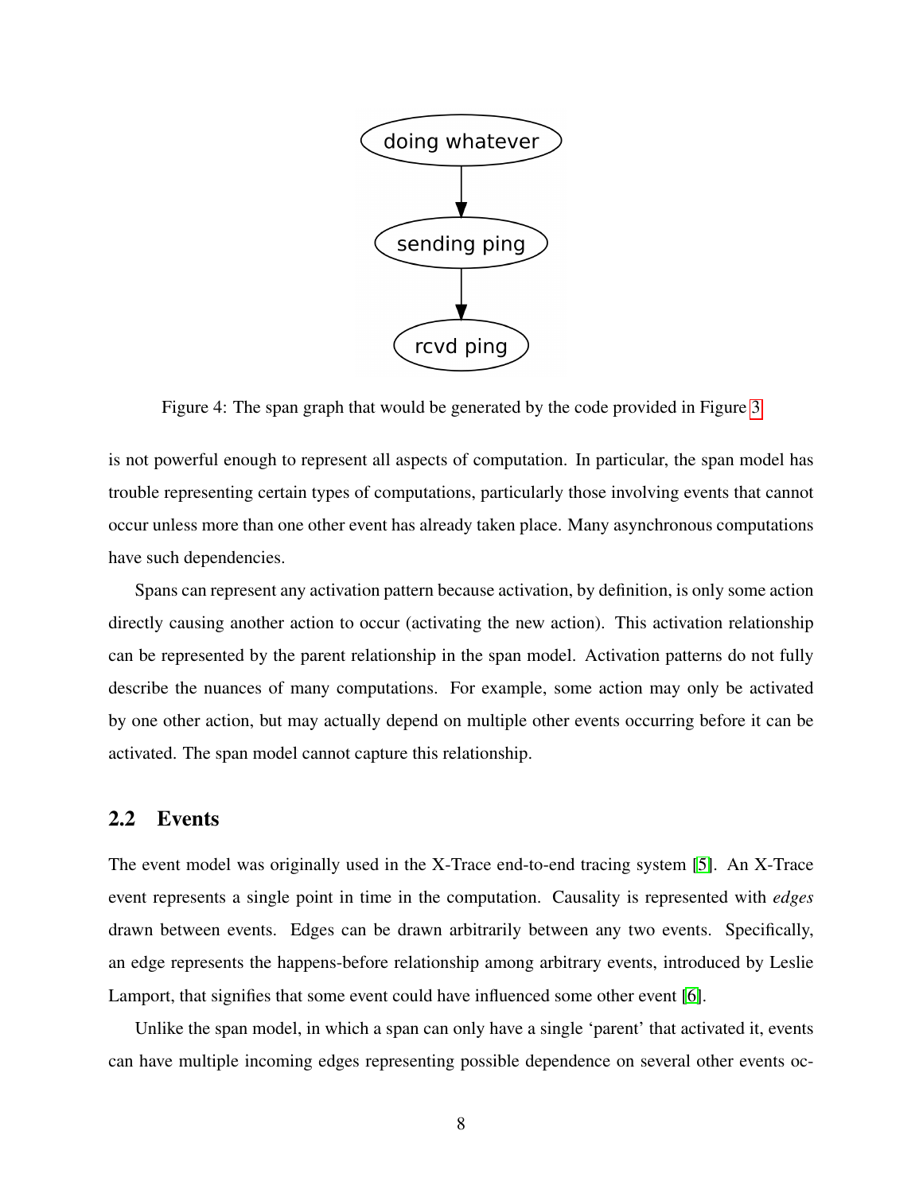Figure 4: The span graph that would be generated by the code provided in Figure 3

is not powerful enough to represent all aspects of computation. In particular, the span model has trouble representing certain types of computations, particularly those involving events that cannot occur unless more than one other event has already taken place. Many asynchronous computations have such dependencies.

Spans can represent any activation pattern because activation, by definition, is only some action directly causing another action to occur (activating the new action). This activation relationship can be represented by the parent relationship in the span model. Activation patterns do not fully describe the nuances of many computations. For example, some action may only be activated by one other action, but may actually depend on multiple other events occurring before it can be activated. The span model cannot capture this relationship.

## 2.2 Events

The event model was originally used in the X-Trace end-to-end tracing system [5]. An X-Trace event represents a single point in time in the computation. Causality is represented with *edges* drawn between events. Edges can be drawn arbitrarily between any two events. Specifically, an edge represents the happens-before relationship among arbitrary events, introduced by Leslie Lamport, that signifies that some event could have influenced some other event [6].

Unlike the span model, in which a span can only have a single 'parent' that activated it, events can have multiple incoming edges representing possible dependence on several other events oc-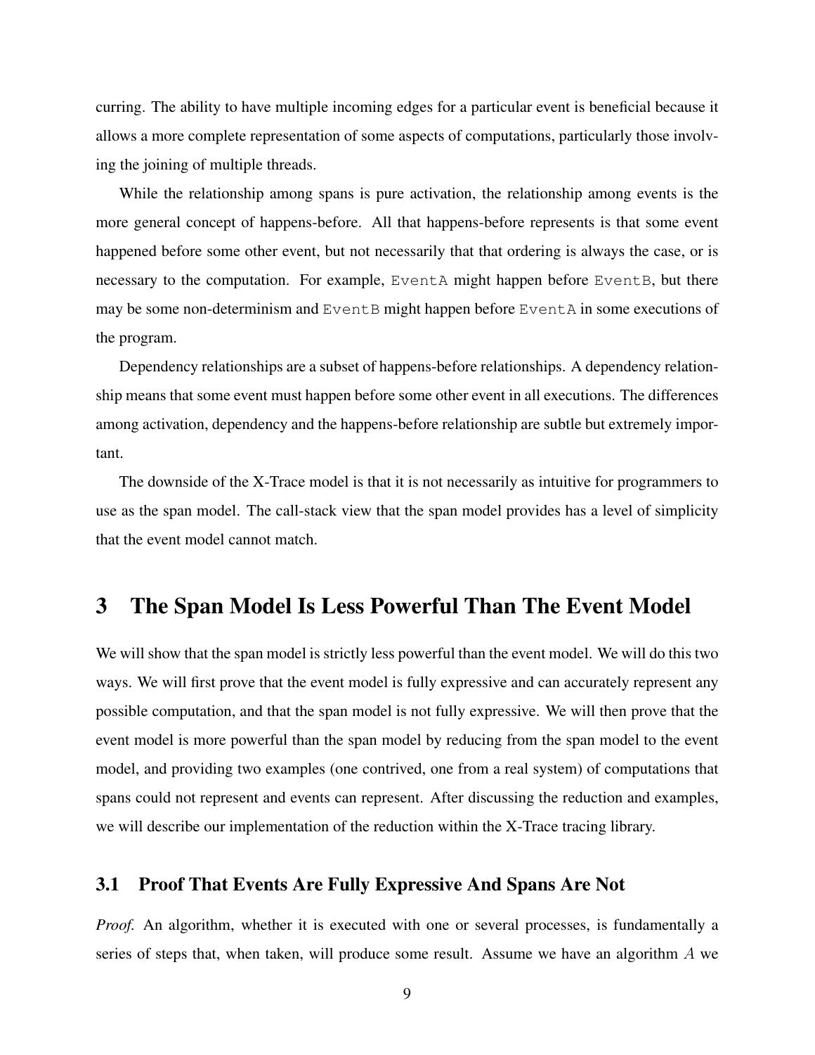curring. The ability to have multiple incoming edges for a particular event is beneficial because it allows a more complete representation of some aspects of computations, particularly those involving the joining of multiple threads.

While the relationship among spans is pure activation, the relationship among events is the more general concept of happens-before. All that happens-before represents is that some event happened before some other event, but not necessarily that that ordering is always the case, or is necessary to the computation. For example, `EventA` might happen before `EventB`, but there may be some non-determinism and `EventB` might happen before `EventA` in some executions of the program.

Dependency relationships are a subset of happens-before relationships. A dependency relationship means that some event must happen before some other event in all executions. The differences among activation, dependency and the happens-before relationship are subtle but extremely important.

The downside of the X-Trace model is that it is not necessarily as intuitive for programmers to use as the span model. The call-stack view that the span model provides has a level of simplicity that the event model cannot match.

# 3 The Span Model Is Less Powerful Than The Event Model

We will show that the span model is strictly less powerful than the event model. We will do this two ways. We will first prove that the event model is fully expressive and can accurately represent any possible computation, and that the span model is not fully expressive. We will then prove that the event model is more powerful than the span model by reducing from the span model to the event model, and providing two examples (one contrived, one from a real system) of computations that spans could not represent and events can represent. After discussing the reduction and examples, we will describe our implementation of the reduction within the X-Trace tracing library.

## 3.1 Proof That Events Are Fully Expressive And Spans Are Not

*Proof.* An algorithm, whether it is executed with one or several processes, is fundamentally a series of steps that, when taken, will produce some result. Assume we have an algorithm $A$ we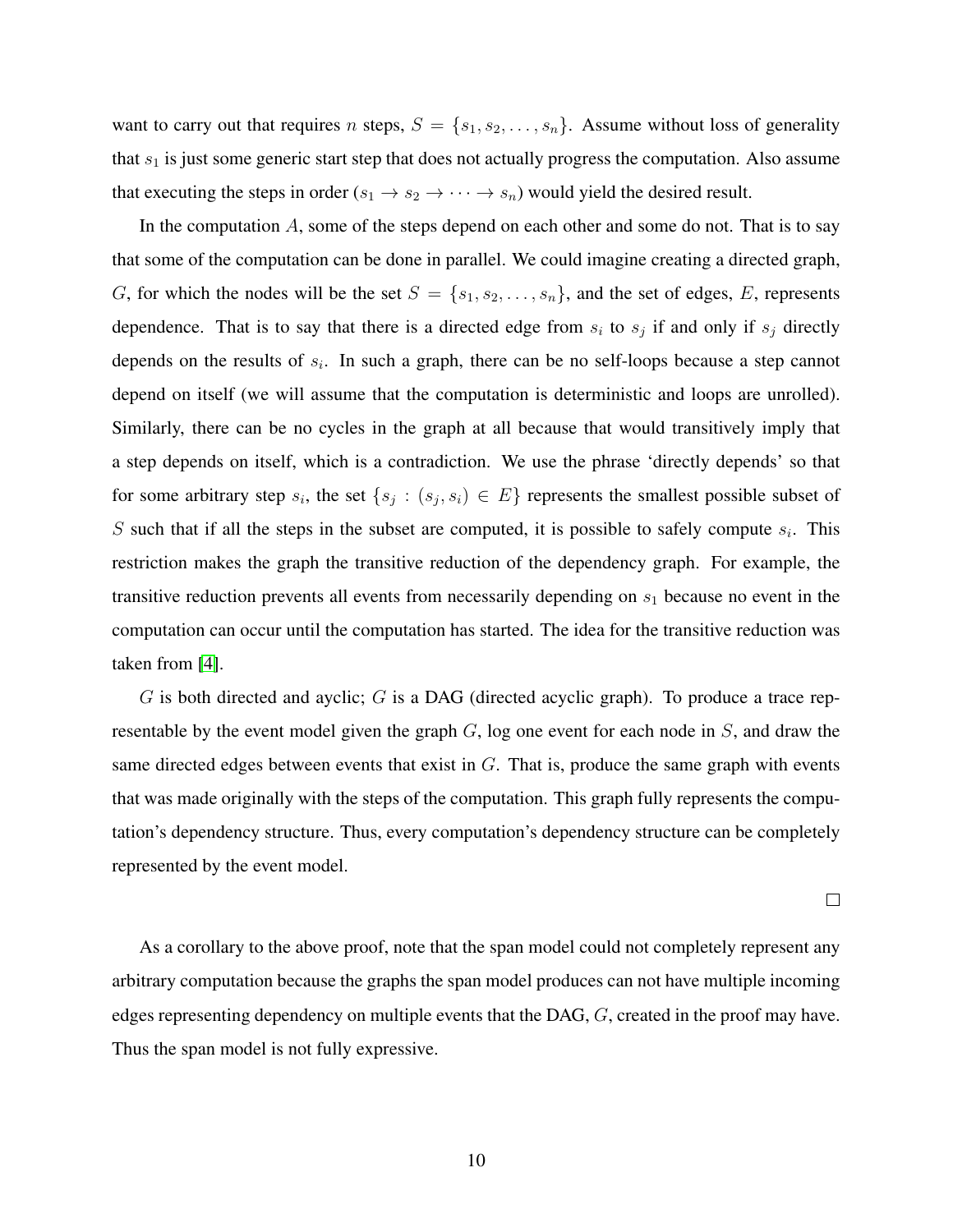want to carry out that requires $n$ steps, $S = \{s_1, s_2, \ldots, s_n\}$. Assume without loss of generality that $s_1$ is just some generic start step that does not actually progress the computation. Also assume that executing the steps in order ($s_1 \rightarrow s_2 \rightarrow \cdots \rightarrow s_n$) would yield the desired result.

In the computation $A$, some of the steps depend on each other and some do not. That is to say that some of the computation can be done in parallel. We could imagine creating a directed graph, $G$, for which the nodes will be the set $S = \{s_1, s_2, \ldots, s_n\}$, and the set of edges, $E$, represents dependence. That is to say that there is a directed edge from $s_i$ to $s_j$ if and only if $s_j$ directly depends on the results of $s_i$. In such a graph, there can be no self-loops because a step cannot depend on itself (we will assume that the computation is deterministic and loops are unrolled). Similarly, there can be no cycles in the graph at all because that would transitively imply that a step depends on itself, which is a contradiction. We use the phrase 'directly depends' so that for some arbitrary step $s_i$, the set $\{s_j : (s_j, s_i) \in E\}$ represents the smallest possible subset of $S$ such that if all the steps in the subset are computed, it is possible to safely compute $s_i$. This restriction makes the graph the transitive reduction of the dependency graph. For example, the transitive reduction prevents all events from necessarily depending on $s_1$ because no event in the computation can occur until the computation has started. The idea for the transitive reduction was taken from [4].

$G$ is both directed and ayclic; $G$ is a DAG (directed acyclic graph). To produce a trace representable by the event model given the graph $G$, log one event for each node in $S$, and draw the same directed edges between events that exist in $G$. That is, produce the same graph with events that was made originally with the steps of the computation. This graph fully represents the computation's dependency structure. Thus, every computation's dependency structure can be completely represented by the event model.

□

As a corollary to the above proof, note that the span model could not completely represent any arbitrary computation because the graphs the span model produces can not have multiple incoming edges representing dependency on multiple events that the DAG, $G$, created in the proof may have. Thus the span model is not fully expressive.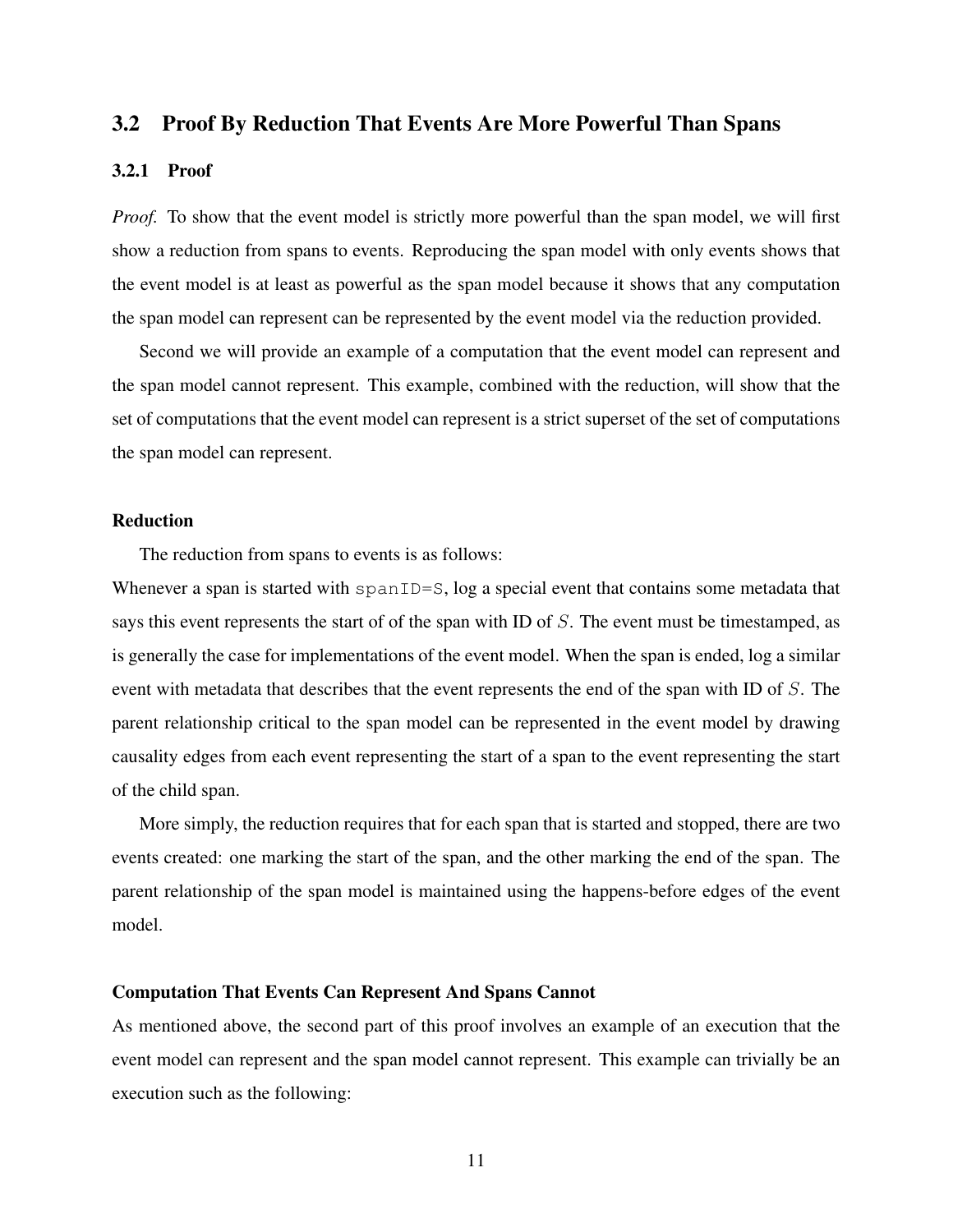## 3.2 Proof By Reduction That Events Are More Powerful Than Spans

### 3.2.1 Proof

*Proof.* To show that the event model is strictly more powerful than the span model, we will first show a reduction from spans to events. Reproducing the span model with only events shows that the event model is at least as powerful as the span model because it shows that any computation the span model can represent can be represented by the event model via the reduction provided.

Second we will provide an example of a computation that the event model can represent and the span model cannot represent. This example, combined with the reduction, will show that the set of computations that the event model can represent is a strict superset of the set of computations the span model can represent.

**Reduction**

The reduction from spans to events is as follows:

Whenever a span is started with `spanID=S`, log a special event that contains some metadata that says this event represents the start of of the span with ID of $S$. The event must be timestamped, as is generally the case for implementations of the event model. When the span is ended, log a similar event with metadata that describes that the event represents the end of the span with ID of $S$. The parent relationship critical to the span model can be represented in the event model by drawing causality edges from each event representing the start of a span to the event representing the start of the child span.

More simply, the reduction requires that for each span that is started and stopped, there are two events created: one marking the start of the span, and the other marking the end of the span. The parent relationship of the span model is maintained using the happens-before edges of the event model.

**Computation That Events Can Represent And Spans Cannot**

As mentioned above, the second part of this proof involves an example of an execution that the event model can represent and the span model cannot represent. This example can trivially be an execution such as the following: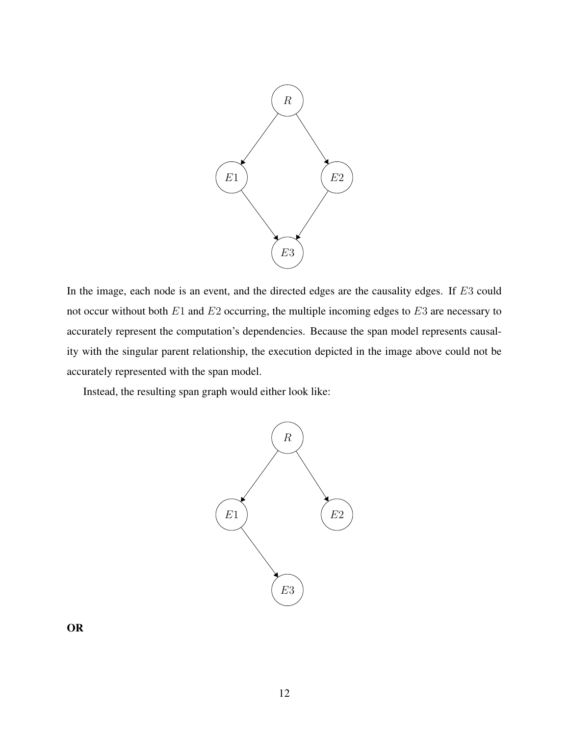In the image, each node is an event, and the directed edges are the causality edges. If $E3$ could not occur without both $E1$ and $E2$ occurring, the multiple incoming edges to $E3$ are necessary to accurately represent the computation's dependencies. Because the span model represents causality with the singular parent relationship, the execution depicted in the image above could not be accurately represented with the span model.

Instead, the resulting span graph would either look like:

**OR**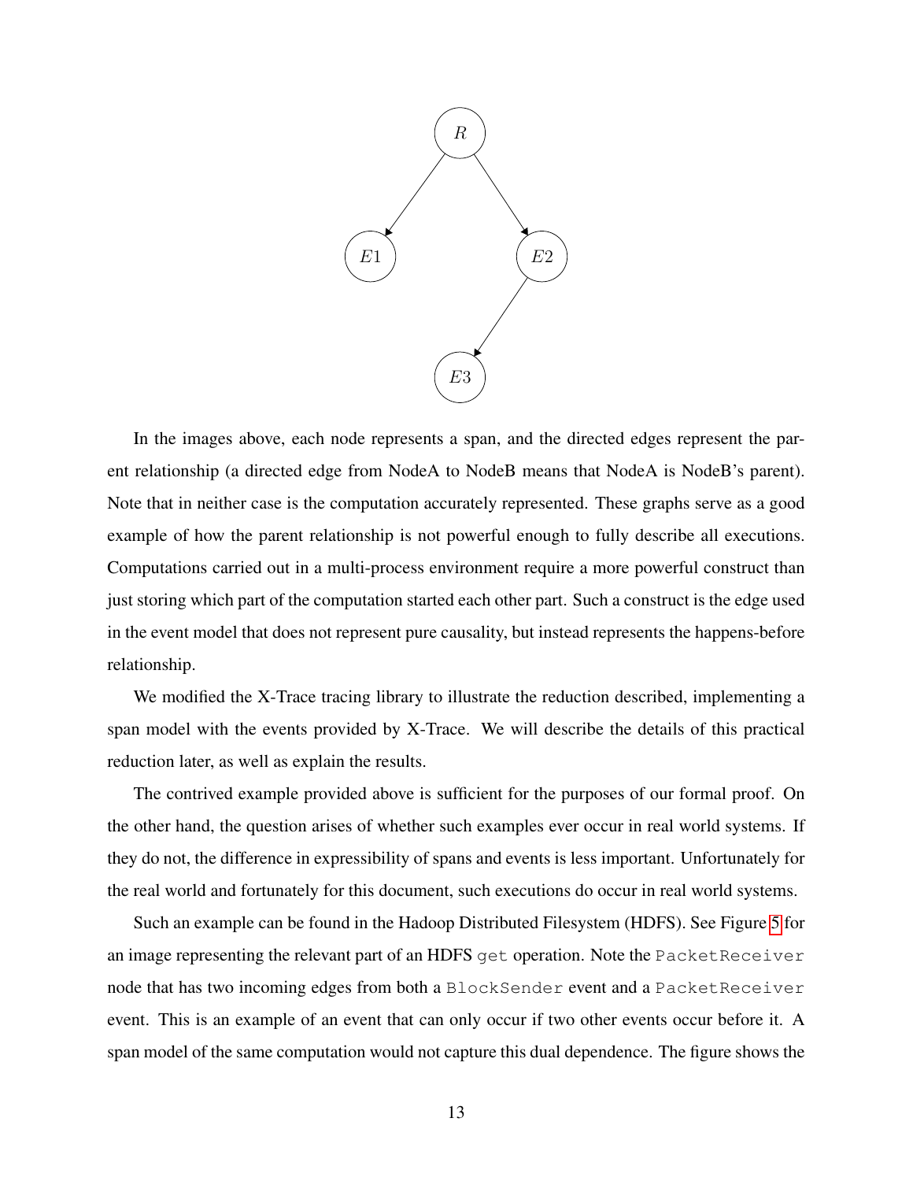In the images above, each node represents a span, and the directed edges represent the parent relationship (a directed edge from NodeA to NodeB means that NodeA is NodeB's parent). Note that in neither case is the computation accurately represented. These graphs serve as a good example of how the parent relationship is not powerful enough to fully describe all executions. Computations carried out in a multi-process environment require a more powerful construct than just storing which part of the computation started each other part. Such a construct is the edge used in the event model that does not represent pure causality, but instead represents the happens-before relationship.

We modified the X-Trace tracing library to illustrate the reduction described, implementing a span model with the events provided by X-Trace. We will describe the details of this practical reduction later, as well as explain the results.

The contrived example provided above is sufficient for the purposes of our formal proof. On the other hand, the question arises of whether such examples ever occur in real world systems. If they do not, the difference in expressibility of spans and events is less important. Unfortunately for the real world and fortunately for this document, such executions do occur in real world systems.

Such an example can be found in the Hadoop Distributed Filesystem (HDFS). See Figure 5 for an image representing the relevant part of an HDFS `get` operation. Note the `PacketReceiver` node that has two incoming edges from both a `BlockSender` event and a `PacketReceiver` event. This is an example of an event that can only occur if two other events occur before it. A span model of the same computation would not capture this dual dependence. The figure shows the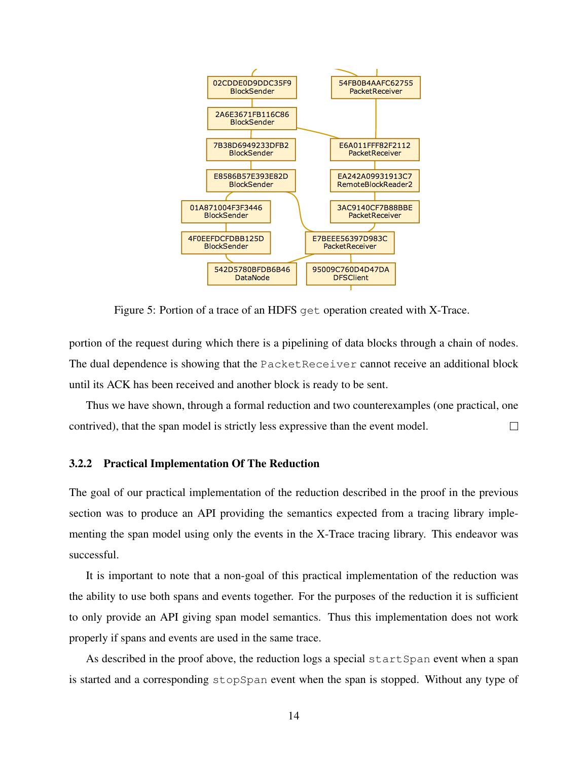Figure 5: Portion of a trace of an HDFS `get` operation created with X-Trace.

portion of the request during which there is a pipelining of data blocks through a chain of nodes. The dual dependence is showing that the `PacketReceiver` cannot receive an additional block until its ACK has been received and another block is ready to be sent.

Thus we have shown, through a formal reduction and two counterexamples (one practical, one contrived), that the span model is strictly less expressive than the event model. □

#### 3.2.2 Practical Implementation Of The Reduction

The goal of our practical implementation of the reduction described in the proof in the previous section was to produce an API providing the semantics expected from a tracing library implementing the span model using only the events in the X-Trace tracing library. This endeavor was successful.

It is important to note that a non-goal of this practical implementation of the reduction was the ability to use both spans and events together. For the purposes of the reduction it is sufficient to only provide an API giving span model semantics. Thus this implementation does not work properly if spans and events are used in the same trace.

As described in the proof above, the reduction logs a special `startSpan` event when a span is started and a corresponding `stopSpan` event when the span is stopped. Without any type of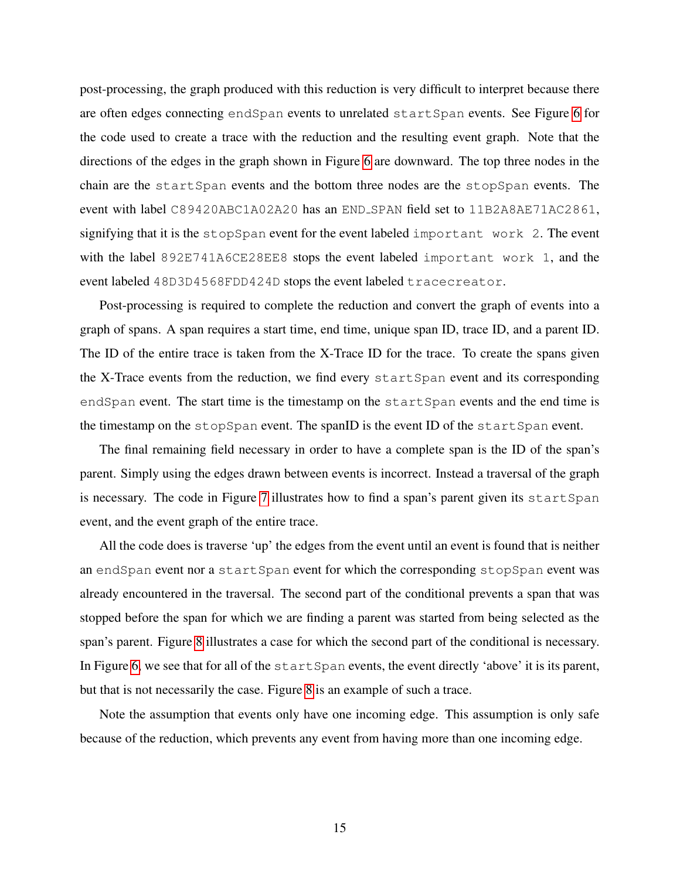post-processing, the graph produced with this reduction is very difficult to interpret because there are often edges connecting `endSpan` events to unrelated `startSpan` events. See Figure 6 for the code used to create a trace with the reduction and the resulting event graph. Note that the directions of the edges in the graph shown in Figure 6 are downward. The top three nodes in the chain are the `startSpan` events and the bottom three nodes are the `stopSpan` events. The event with label `C89420ABC1A02A20` has an `END_SPAN` field set to `11B2A8AE71AC2861`, signifying that it is the `stopSpan` event for the event labeled `important work 2`. The event with the label `892E741A6CE28EE8` stops the event labeled `important work 1`, and the event labeled `48D3D4568FDD424D` stops the event labeled `tracecreator`.

Post-processing is required to complete the reduction and convert the graph of events into a graph of spans. A span requires a start time, end time, unique span ID, trace ID, and a parent ID. The ID of the entire trace is taken from the X-Trace ID for the trace. To create the spans given the X-Trace events from the reduction, we find every `startSpan` event and its corresponding `endSpan` event. The start time is the timestamp on the `startSpan` events and the end time is the timestamp on the `stopSpan` event. The spanID is the event ID of the `startSpan` event.

The final remaining field necessary in order to have a complete span is the ID of the span's parent. Simply using the edges drawn between events is incorrect. Instead a traversal of the graph is necessary. The code in Figure 7 illustrates how to find a span's parent given its `startSpan` event, and the event graph of the entire trace.

All the code does is traverse 'up' the edges from the event until an event is found that is neither an `endSpan` event nor a `startSpan` event for which the corresponding `stopSpan` event was already encountered in the traversal. The second part of the conditional prevents a span that was stopped before the span for which we are finding a parent was started from being selected as the span's parent. Figure 8 illustrates a case for which the second part of the conditional is necessary. In Figure 6, we see that for all of the `startSpan` events, the event directly 'above' it is its parent, but that is not necessarily the case. Figure 8 is an example of such a trace.

Note the assumption that events only have one incoming edge. This assumption is only safe because of the reduction, which prevents any event from having more than one incoming edge.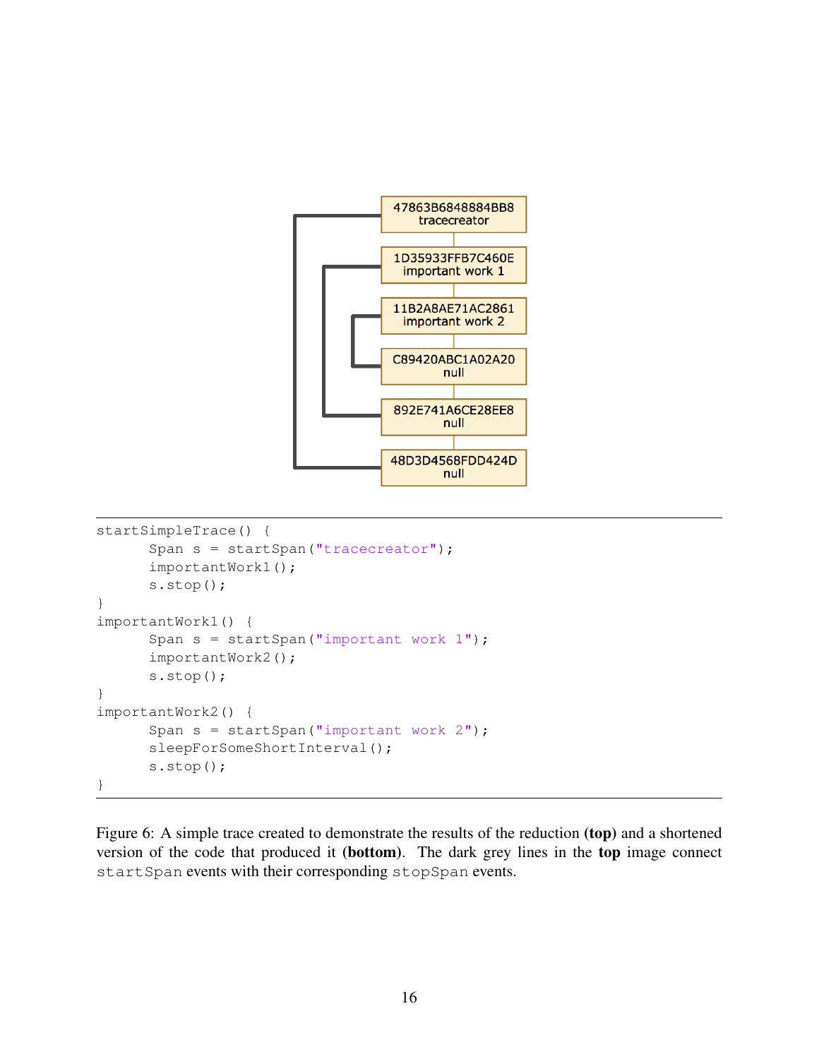47863B6848884BB8
tracecreator

1D35933FFB7C460E
important work 1

11B2A8AE71AC2861
important work 2

C89420ABC1A02A20
null

892E741A6CE28EE8
null

48D3D4568FDD424D
null

```
startSimpleTrace() {
      Span s = startSpan("tracecreator");
      importantWork1();
      s.stop();
}
importantWork1() {
      Span s = startSpan("important work 1");
      importantWork2();
      s.stop();
}
importantWork2() {
      Span s = startSpan("important work 2");
      sleepForSomeShortInterval();
      s.stop();
}
```

Figure 6: A simple trace created to demonstrate the results of the reduction **(top)** and a shortened version of the code that produced it **(bottom)**. The dark grey lines in the **top** image connect `startSpan` events with their corresponding `stopSpan` events.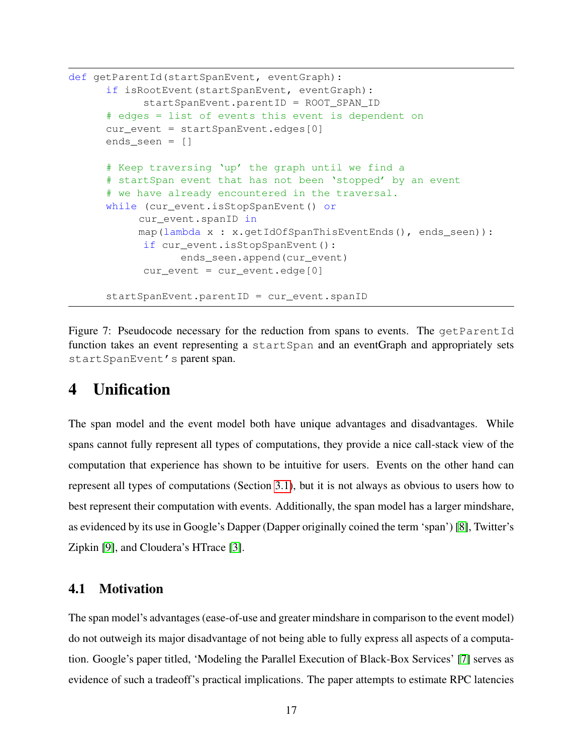```
def getParentId(startSpanEvent, eventGraph):
      if isRootEvent(startSpanEvent, eventGraph):
            startSpanEvent.parentID = ROOT_SPAN_ID
      # edges = list of events this event is dependent on
      cur_event = startSpanEvent.edges[0]
      ends_seen = []

      # Keep traversing 'up' the graph until we find a
      # startSpan event that has not been 'stopped' by an event
      # we have already encountered in the traversal.
      while (cur_event.isStopSpanEvent() or
           cur_event.spanID in
           map(lambda x : x.getIdOfSpanThisEventEnds(), ends_seen)):
            if cur_event.isStopSpanEvent():
                  ends_seen.append(cur_event)
            cur_event = cur_event.edge[0]

      startSpanEvent.parentID = cur_event.spanID
```

Figure 7: Pseudocode necessary for the reduction from spans to events. The `getParentId` function takes an event representing a `startSpan` and an eventGraph and appropriately sets `startSpanEvent's` parent span.

# 4 Unification

The span model and the event model both have unique advantages and disadvantages. While spans cannot fully represent all types of computations, they provide a nice call-stack view of the computation that experience has shown to be intuitive for users. Events on the other hand can represent all types of computations (Section 3.1), but it is not always as obvious to users how to best represent their computation with events. Additionally, the span model has a larger mindshare, as evidenced by its use in Google's Dapper (Dapper originally coined the term 'span') [8], Twitter's Zipkin [9], and Cloudera's HTrace [3].

## 4.1 Motivation

The span model's advantages (ease-of-use and greater mindshare in comparison to the event model) do not outweigh its major disadvantage of not being able to fully express all aspects of a computation. Google's paper titled, 'Modeling the Parallel Execution of Black-Box Services' [7] serves as evidence of such a tradeoff's practical implications. The paper attempts to estimate RPC latencies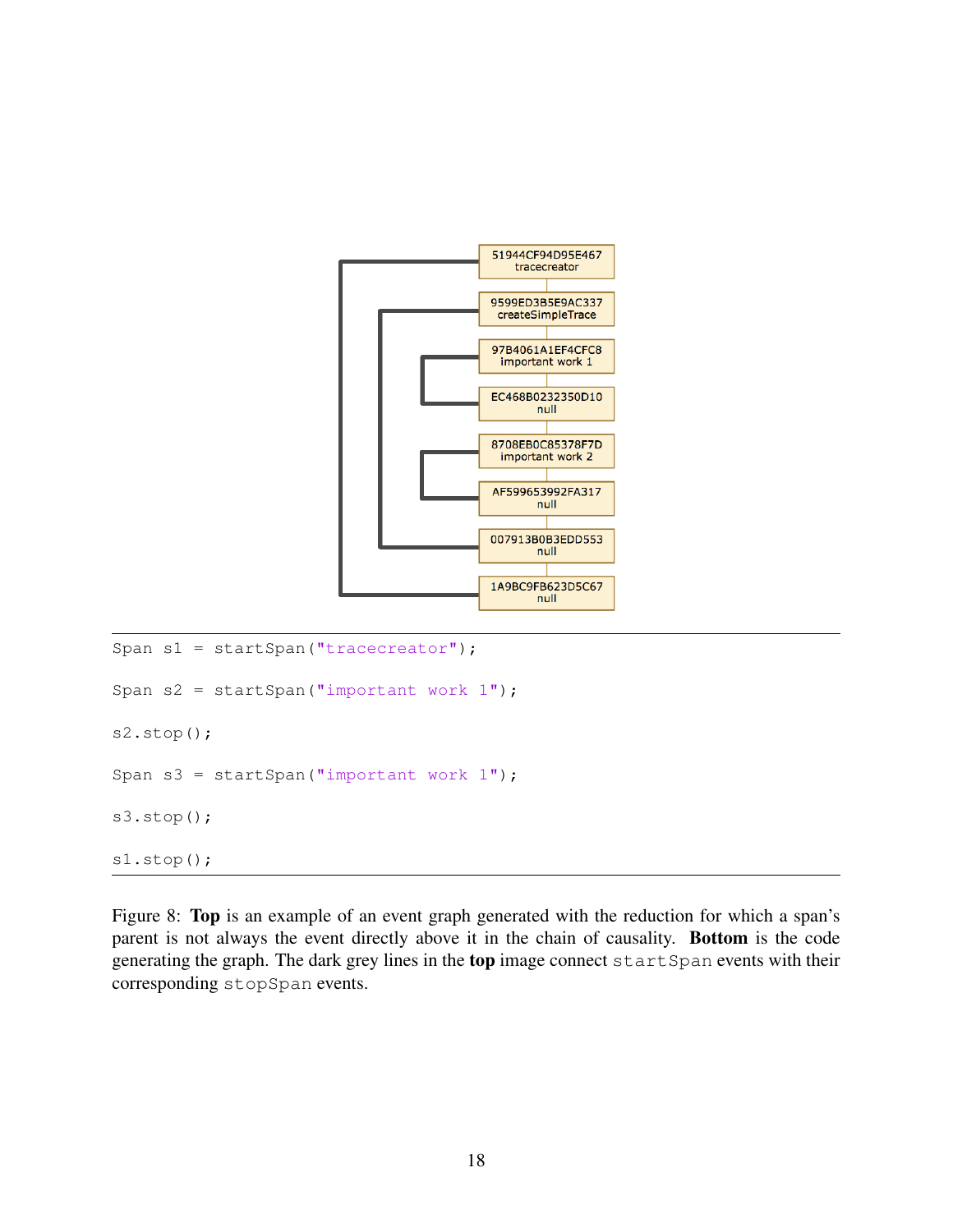| 51944CF94D95E467 tracecreator |
|---|
| 9599ED3B5E9AC337 createSimpleTrace |
| 97B4061A1EF4CFC8 important work 1 |
| EC468B0232350D10 null |
| 8708EB0C85378F7D important work 2 |
| AF599653992FA317 null |
| 007913B0B3EDD553 null |
| 1A9BC9FB623D5C67 null |

```
Span s1 = startSpan("tracecreator");

Span s2 = startSpan("important work 1");

s2.stop();

Span s3 = startSpan("important work 1");

s3.stop();

s1.stop();
```

Figure 8: **Top** is an example of an event graph generated with the reduction for which a span's parent is not always the event directly above it in the chain of causality. **Bottom** is the code generating the graph. The dark grey lines in the **top** image connect `startSpan` events with their corresponding `stopSpan` events.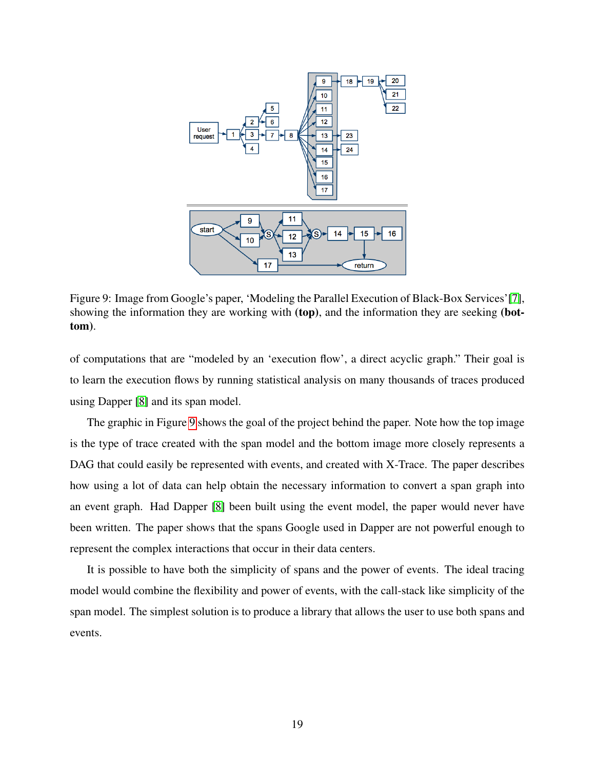Figure 9: Image from Google's paper, 'Modeling the Parallel Execution of Black-Box Services'[7], showing the information they are working with **(top)**, and the information they are seeking **(bottom)**.

of computations that are "modeled by an 'execution flow', a direct acyclic graph." Their goal is to learn the execution flows by running statistical analysis on many thousands of traces produced using Dapper [8] and its span model.

The graphic in Figure 9 shows the goal of the project behind the paper. Note how the top image is the type of trace created with the span model and the bottom image more closely represents a DAG that could easily be represented with events, and created with X-Trace. The paper describes how using a lot of data can help obtain the necessary information to convert a span graph into an event graph. Had Dapper [8] been built using the event model, the paper would never have been written. The paper shows that the spans Google used in Dapper are not powerful enough to represent the complex interactions that occur in their data centers.

It is possible to have both the simplicity of spans and the power of events. The ideal tracing model would combine the flexibility and power of events, with the call-stack like simplicity of the span model. The simplest solution is to produce a library that allows the user to use both spans and events.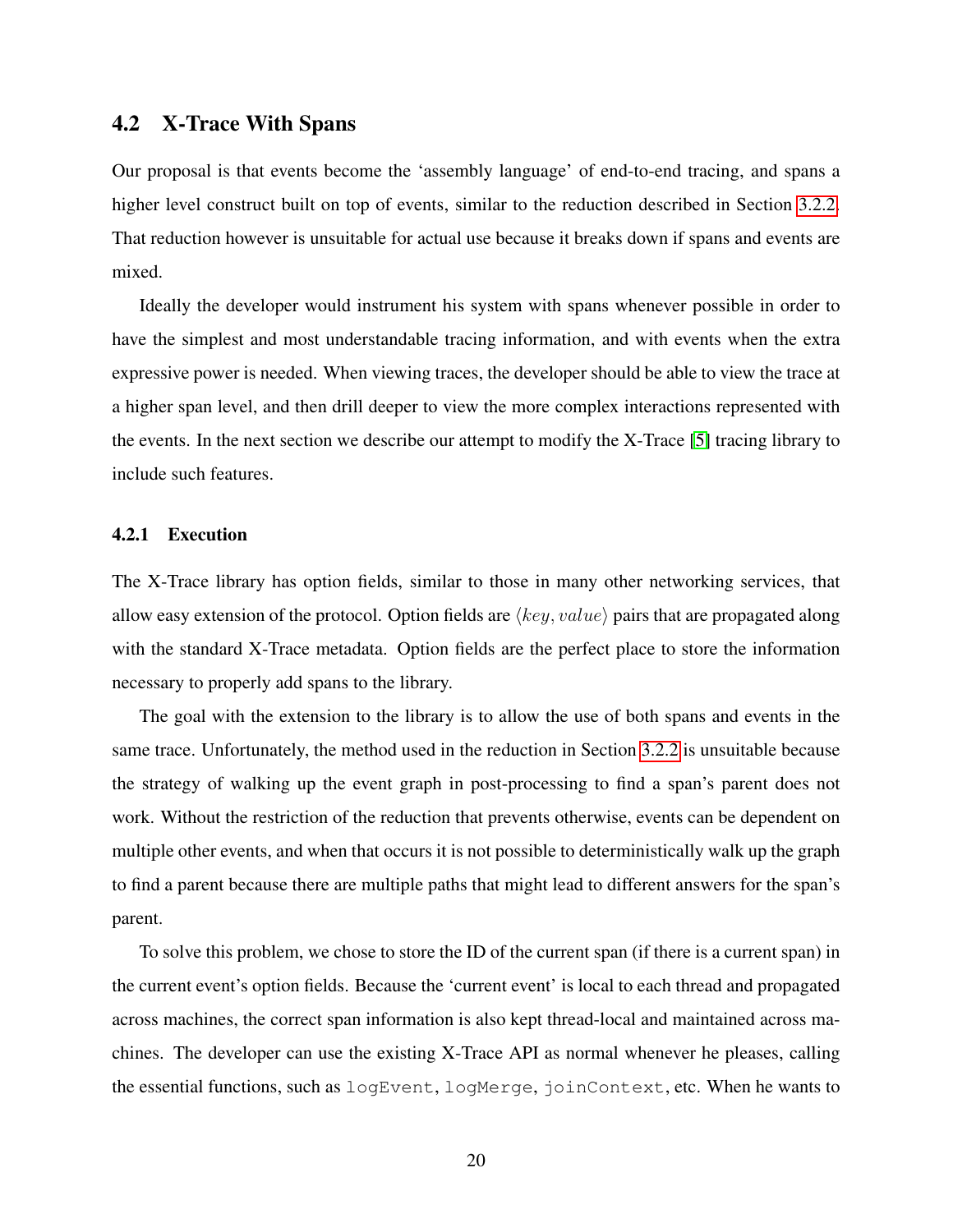## 4.2 X-Trace With Spans

Our proposal is that events become the 'assembly language' of end-to-end tracing, and spans a higher level construct built on top of events, similar to the reduction described in Section 3.2.2. That reduction however is unsuitable for actual use because it breaks down if spans and events are mixed.

Ideally the developer would instrument his system with spans whenever possible in order to have the simplest and most understandable tracing information, and with events when the extra expressive power is needed. When viewing traces, the developer should be able to view the trace at a higher span level, and then drill deeper to view the more complex interactions represented with the events. In the next section we describe our attempt to modify the X-Trace [5] tracing library to include such features.

### 4.2.1 Execution

The X-Trace library has option fields, similar to those in many other networking services, that allow easy extension of the protocol. Option fields are $\langle key, value \rangle$ pairs that are propagated along with the standard X-Trace metadata. Option fields are the perfect place to store the information necessary to properly add spans to the library.

The goal with the extension to the library is to allow the use of both spans and events in the same trace. Unfortunately, the method used in the reduction in Section 3.2.2 is unsuitable because the strategy of walking up the event graph in post-processing to find a span's parent does not work. Without the restriction of the reduction that prevents otherwise, events can be dependent on multiple other events, and when that occurs it is not possible to deterministically walk up the graph to find a parent because there are multiple paths that might lead to different answers for the span's parent.

To solve this problem, we chose to store the ID of the current span (if there is a current span) in the current event's option fields. Because the 'current event' is local to each thread and propagated across machines, the correct span information is also kept thread-local and maintained across machines. The developer can use the existing X-Trace API as normal whenever he pleases, calling the essential functions, such as `logEvent`, `logMerge`, `joinContext`, etc. When he wants to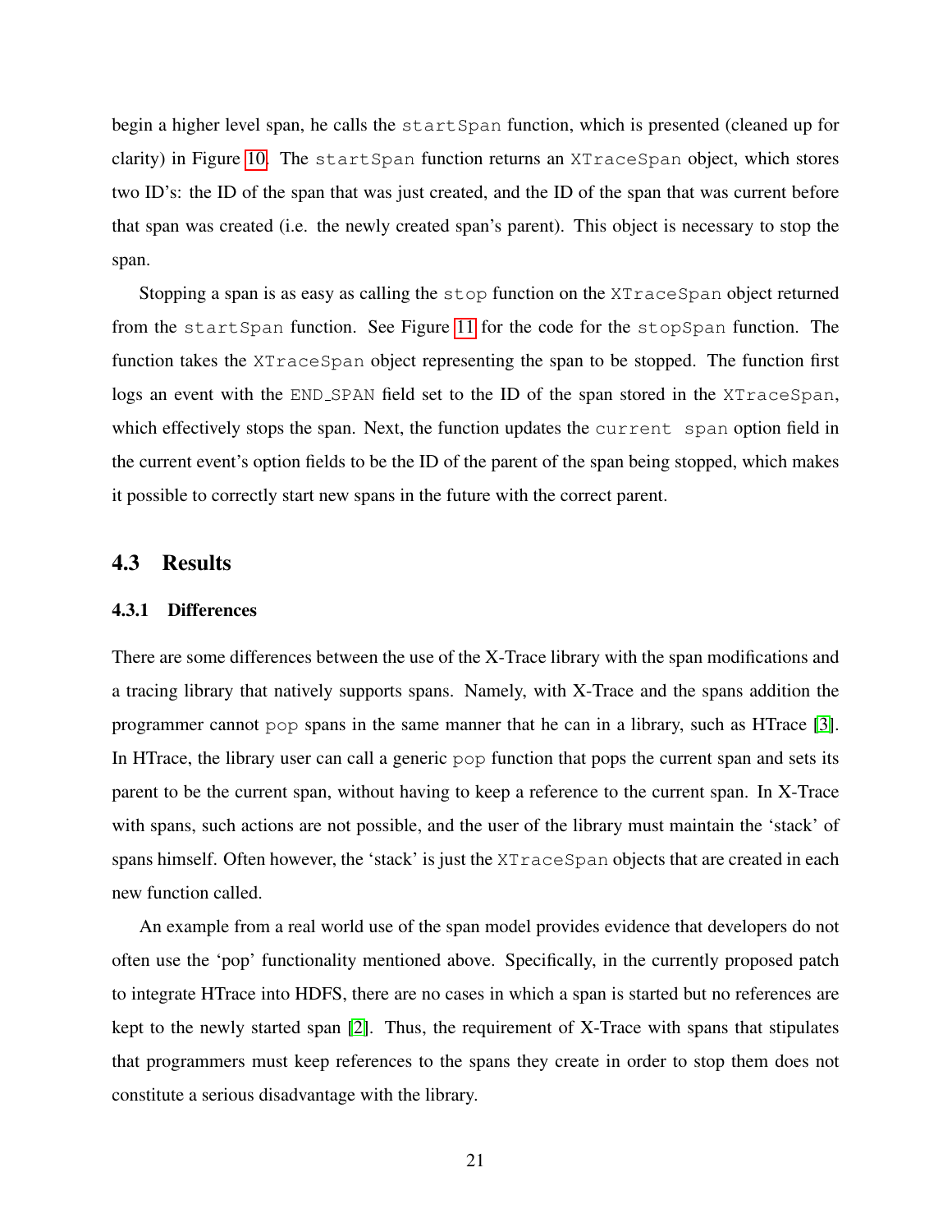begin a higher level span, he calls the `startSpan` function, which is presented (cleaned up for clarity) in Figure 10. The `startSpan` function returns an `XTraceSpan` object, which stores two ID's: the ID of the span that was just created, and the ID of the span that was current before that span was created (i.e. the newly created span's parent). This object is necessary to stop the span.

Stopping a span is as easy as calling the `stop` function on the `XTraceSpan` object returned from the `startSpan` function. See Figure 11 for the code for the `stopSpan` function. The function takes the `XTraceSpan` object representing the span to be stopped. The function first logs an event with the `END_SPAN` field set to the ID of the span stored in the `XTraceSpan`, which effectively stops the span. Next, the function updates the `current span` option field in the current event's option fields to be the ID of the parent of the span being stopped, which makes it possible to correctly start new spans in the future with the correct parent.

## 4.3 Results

### 4.3.1 Differences

There are some differences between the use of the X-Trace library with the span modifications and a tracing library that natively supports spans. Namely, with X-Trace and the spans addition the programmer cannot `pop` spans in the same manner that he can in a library, such as HTrace [3]. In HTrace, the library user can call a generic `pop` function that pops the current span and sets its parent to be the current span, without having to keep a reference to the current span. In X-Trace with spans, such actions are not possible, and the user of the library must maintain the 'stack' of spans himself. Often however, the 'stack' is just the `XTraceSpan` objects that are created in each new function called.

An example from a real world use of the span model provides evidence that developers do not often use the 'pop' functionality mentioned above. Specifically, in the currently proposed patch to integrate HTrace into HDFS, there are no cases in which a span is started but no references are kept to the newly started span [2]. Thus, the requirement of X-Trace with spans that stipulates that programmers must keep references to the spans they create in order to stop them does not constitute a serious disadvantage with the library.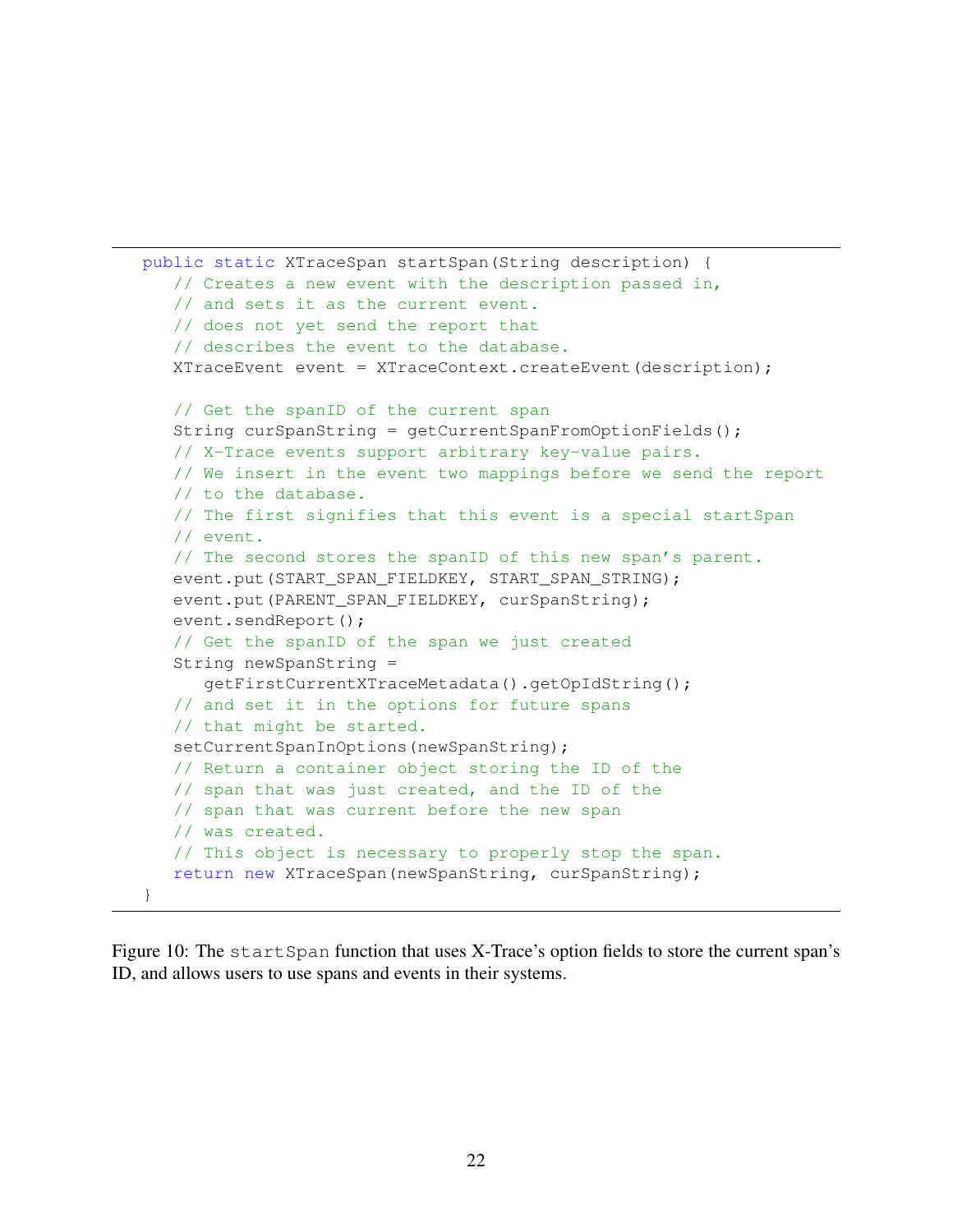```
public static XTraceSpan startSpan(String description) {
   // Creates a new event with the description passed in,
   // and sets it as the current event.
   // does not yet send the report that
   // describes the event to the database.
   XTraceEvent event = XTraceContext.createEvent(description);

   // Get the spanID of the current span
   String curSpanString = getCurrentSpanFromOptionFields();
   // X-Trace events support arbitrary key-value pairs.
   // We insert in the event two mappings before we send the report
   // to the database.
   // The first signifies that this event is a special startSpan
   // event.
   // The second stores the spanID of this new span's parent.
   event.put(START_SPAN_FIELDKEY, START_SPAN_STRING);
   event.put(PARENT_SPAN_FIELDKEY, curSpanString);
   event.sendReport();
   // Get the spanID of the span we just created
   String newSpanString =
      getFirstCurrentXTraceMetadata().getOpIdString();
   // and set it in the options for future spans
   // that might be started.
   setCurrentSpanInOptions(newSpanString);
   // Return a container object storing the ID of the
   // span that was just created, and the ID of the
   // span that was current before the new span
   // was created.
   // This object is necessary to properly stop the span.
   return new XTraceSpan(newSpanString, curSpanString);
}
```

Figure 10: The `startSpan` function that uses X-Trace's option fields to store the current span's ID, and allows users to use spans and events in their systems.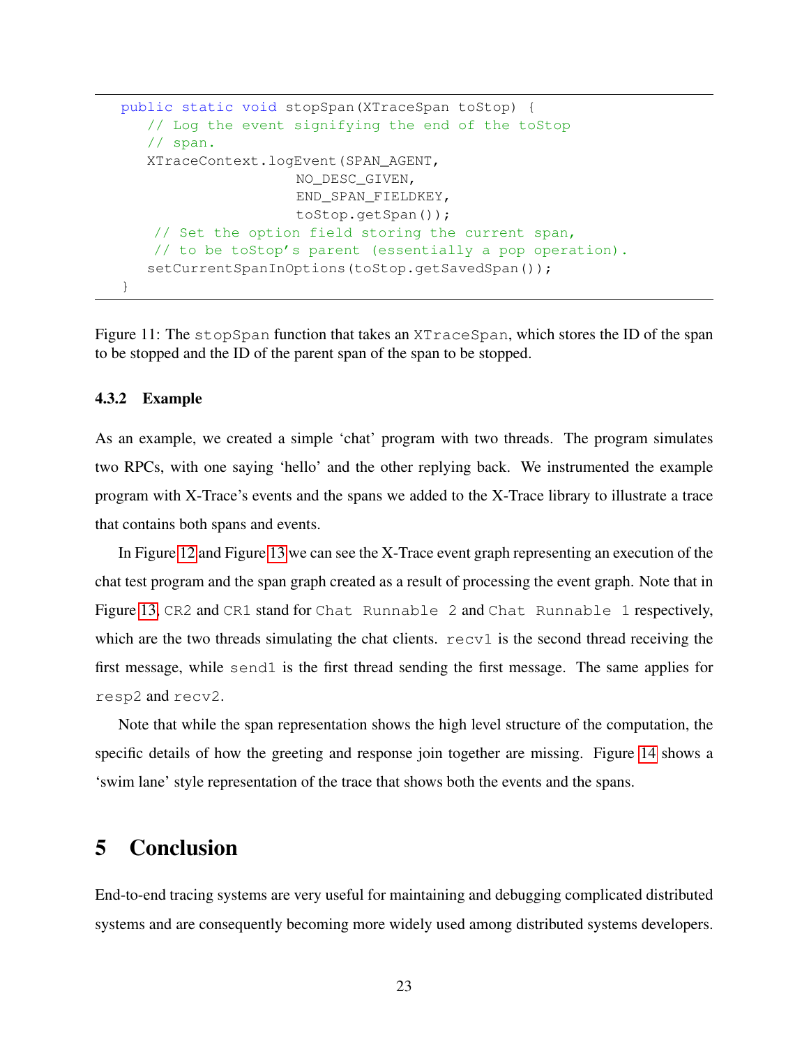```java
public static void stopSpan(XTraceSpan toStop) {
   // Log the event signifying the end of the toStop
   // span.
   XTraceContext.logEvent(SPAN_AGENT,
                     NO_DESC_GIVEN,
                     END_SPAN_FIELDKEY,
                     toStop.getSpan());
    // Set the option field storing the current span,
    // to be toStop's parent (essentially a pop operation).
   setCurrentSpanInOptions(toStop.getSavedSpan());
}
```

Figure 11: The `stopSpan` function that takes an `XTraceSpan`, which stores the ID of the span to be stopped and the ID of the parent span of the span to be stopped.

#### 4.3.2 Example

As an example, we created a simple 'chat' program with two threads. The program simulates two RPCs, with one saying 'hello' and the other replying back. We instrumented the example program with X-Trace's events and the spans we added to the X-Trace library to illustrate a trace that contains both spans and events.

In Figure 12 and Figure 13 we can see the X-Trace event graph representing an execution of the chat test program and the span graph created as a result of processing the event graph. Note that in Figure 13, `CR2` and `CR1` stand for `Chat Runnable 2` and `Chat Runnable 1` respectively, which are the two threads simulating the chat clients. `recv1` is the second thread receiving the first message, while `send1` is the first thread sending the first message. The same applies for `resp2` and `recv2`.

Note that while the span representation shows the high level structure of the computation, the specific details of how the greeting and response join together are missing. Figure 14 shows a 'swim lane' style representation of the trace that shows both the events and the spans.

## 5 Conclusion

End-to-end tracing systems are very useful for maintaining and debugging complicated distributed systems and are consequently becoming more widely used among distributed systems developers.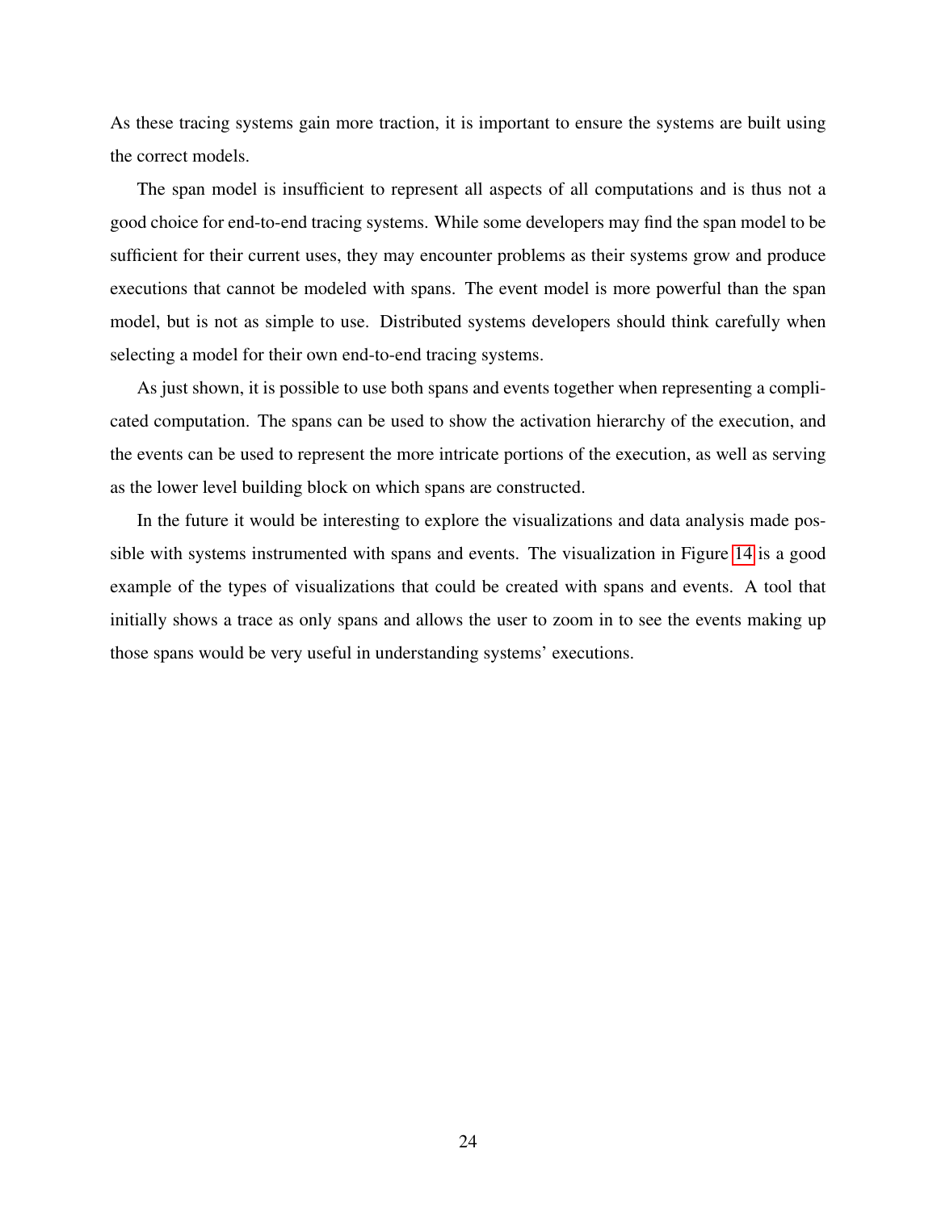As these tracing systems gain more traction, it is important to ensure the systems are built using the correct models.

The span model is insufficient to represent all aspects of all computations and is thus not a good choice for end-to-end tracing systems. While some developers may find the span model to be sufficient for their current uses, they may encounter problems as their systems grow and produce executions that cannot be modeled with spans. The event model is more powerful than the span model, but is not as simple to use. Distributed systems developers should think carefully when selecting a model for their own end-to-end tracing systems.

As just shown, it is possible to use both spans and events together when representing a complicated computation. The spans can be used to show the activation hierarchy of the execution, and the events can be used to represent the more intricate portions of the execution, as well as serving as the lower level building block on which spans are constructed.

In the future it would be interesting to explore the visualizations and data analysis made possible with systems instrumented with spans and events. The visualization in Figure 14 is a good example of the types of visualizations that could be created with spans and events. A tool that initially shows a trace as only spans and allows the user to zoom in to see the events making up those spans would be very useful in understanding systems' executions.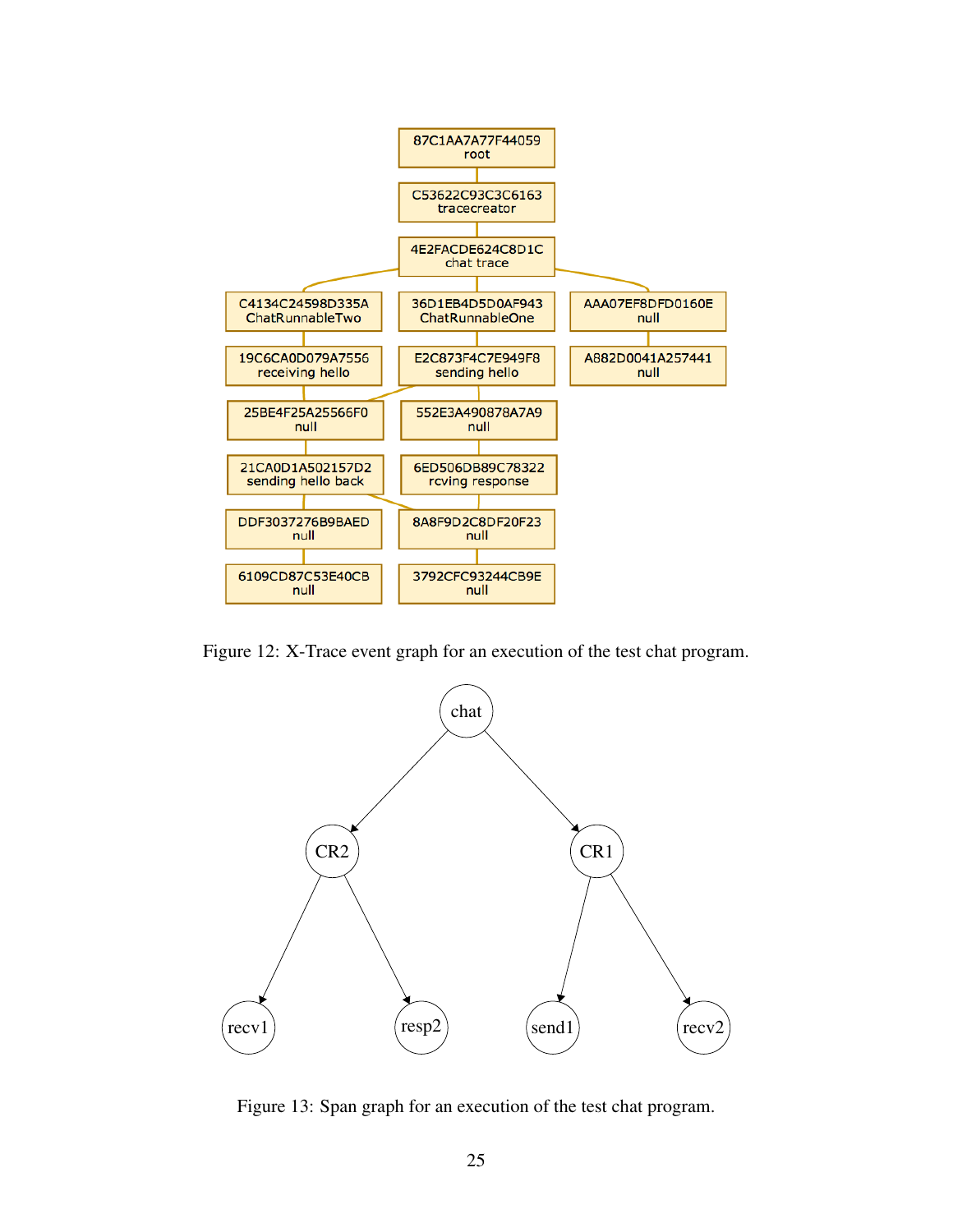Figure 12: X-Trace event graph for an execution of the test chat program.

Figure 13: Span graph for an execution of the test chat program.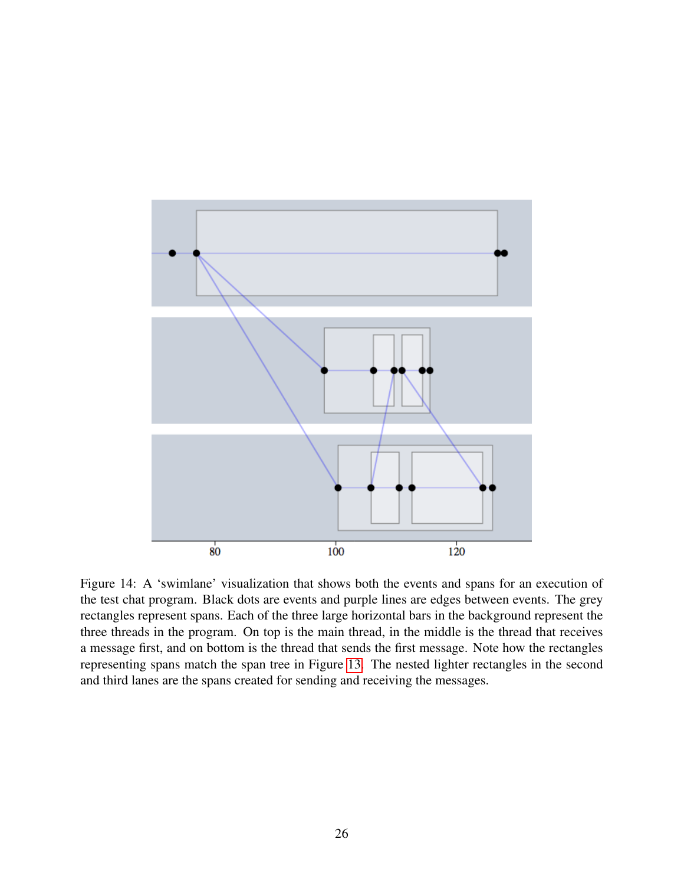Figure 14: A 'swimlane' visualization that shows both the events and spans for an execution of the test chat program. Black dots are events and purple lines are edges between events. The grey rectangles represent spans. Each of the three large horizontal bars in the background represent the three threads in the program. On top is the main thread, in the middle is the thread that receives a message first, and on bottom is the thread that sends the first message. Note how the rectangles representing spans match the span tree in Figure 13. The nested lighter rectangles in the second and third lanes are the spans created for sending and receiving the messages.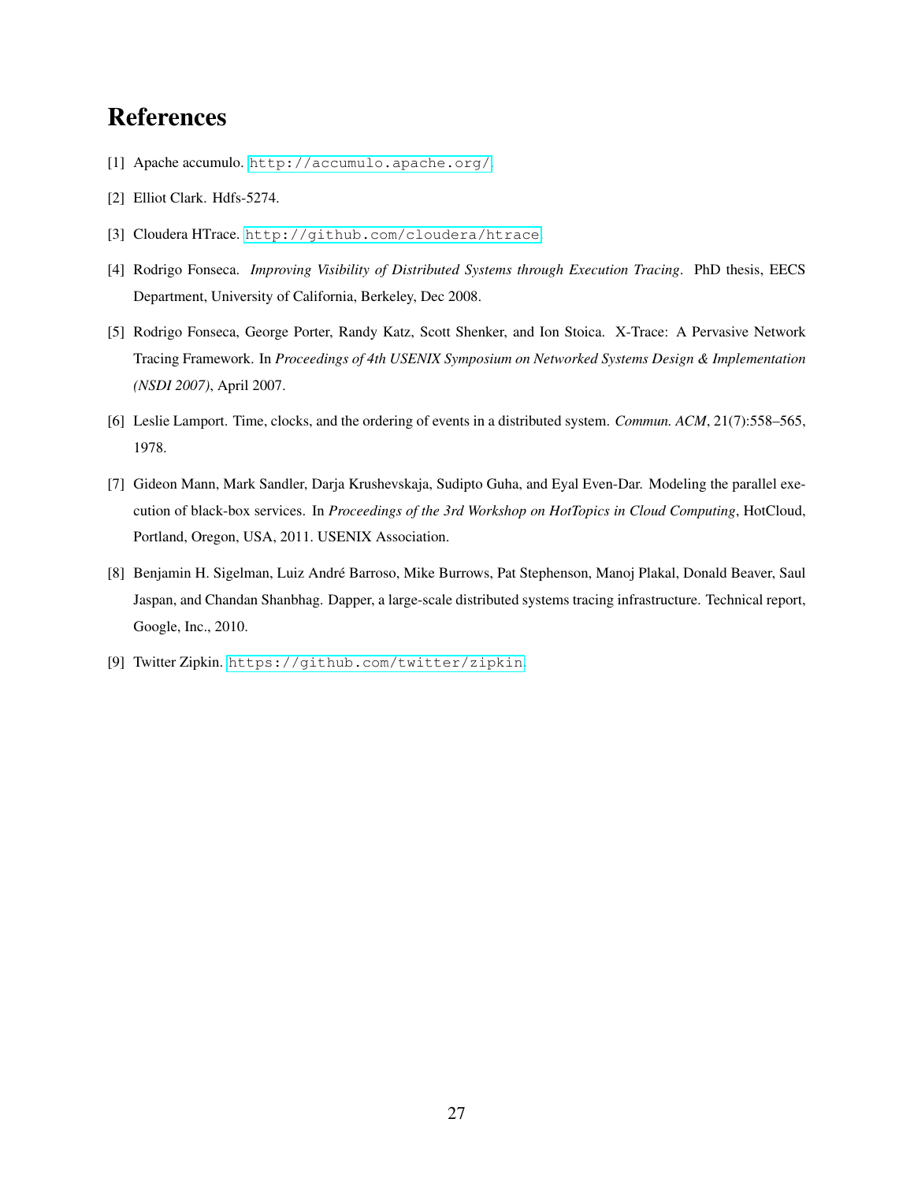# References

[1] Apache accumulo. http://accumulo.apache.org/.

[2] Elliot Clark. Hdfs-5274.

[3] Cloudera HTrace. http://github.com/cloudera/htrace.

[4] Rodrigo Fonseca. *Improving Visibility of Distributed Systems through Execution Tracing*. PhD thesis, EECS Department, University of California, Berkeley, Dec 2008.

[5] Rodrigo Fonseca, George Porter, Randy Katz, Scott Shenker, and Ion Stoica. X-Trace: A Pervasive Network Tracing Framework. In *Proceedings of 4th USENIX Symposium on Networked Systems Design & Implementation (NSDI 2007)*, April 2007.

[6] Leslie Lamport. Time, clocks, and the ordering of events in a distributed system. *Commun. ACM*, 21(7):558–565, 1978.

[7] Gideon Mann, Mark Sandler, Darja Krushevskaja, Sudipto Guha, and Eyal Even-Dar. Modeling the parallel execution of black-box services. In *Proceedings of the 3rd Workshop on HotTopics in Cloud Computing*, HotCloud, Portland, Oregon, USA, 2011. USENIX Association.

[8] Benjamin H. Sigelman, Luiz André Barroso, Mike Burrows, Pat Stephenson, Manoj Plakal, Donald Beaver, Saul Jaspan, and Chandan Shanbhag. Dapper, a large-scale distributed systems tracing infrastructure. Technical report, Google, Inc., 2010.

[9] Twitter Zipkin. https://github.com/twitter/zipkin.